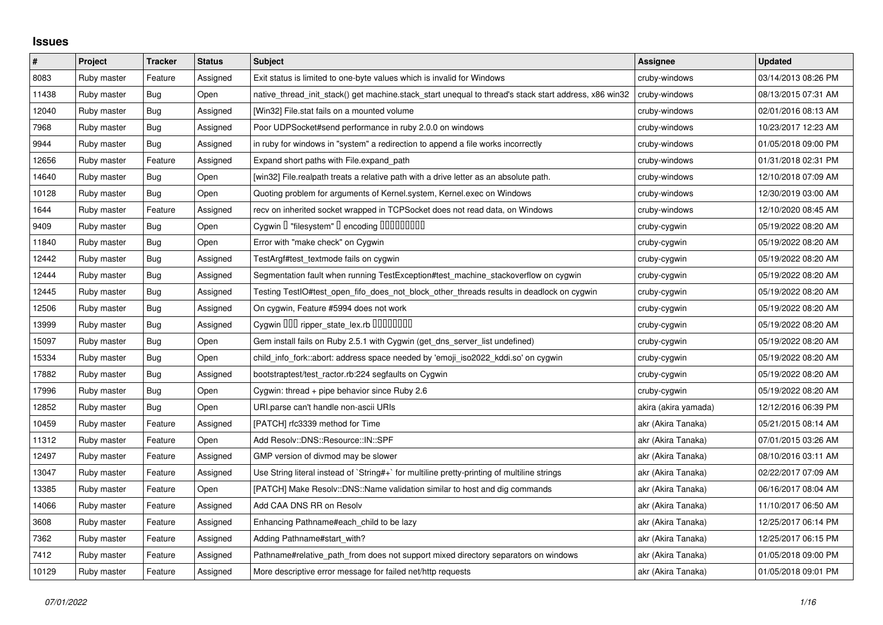## Issues

| # | Project | Tracker | Status | Subject | Assignee | Updated |
|---|---|---|---|---|---|---|
| 8083 | Ruby master | Feature | Assigned | Exit status is limited to one-byte values which is invalid for Windows | cruby-windows | 03/14/2013 08:26 PM |
| 11438 | Ruby master | Bug | Open | native_thread_init_stack() get machine.stack_start unequal to thread's stack start address, x86 win32 | cruby-windows | 08/13/2015 07:31 AM |
| 12040 | Ruby master | Bug | Assigned | [Win32] File.stat fails on a mounted volume | cruby-windows | 02/01/2016 08:13 AM |
| 7968 | Ruby master | Bug | Assigned | Poor UDPSocket#send performance in ruby 2.0.0 on windows | cruby-windows | 10/23/2017 12:23 AM |
| 9944 | Ruby master | Bug | Assigned | in ruby for windows in "system" a redirection to append a file works incorrectly | cruby-windows | 01/05/2018 09:00 PM |
| 12656 | Ruby master | Feature | Assigned | Expand short paths with File.expand_path | cruby-windows | 01/31/2018 02:31 PM |
| 14640 | Ruby master | Bug | Open | [win32] File.realpath treats a relative path with a drive letter as an absolute path. | cruby-windows | 12/10/2018 07:09 AM |
| 10128 | Ruby master | Bug | Open | Quoting problem for arguments of Kernel.system, Kernel.exec on Windows | cruby-windows | 12/30/2019 03:00 AM |
| 1644 | Ruby master | Feature | Assigned | recv on inherited socket wrapped in TCPSocket does not read data, on Windows | cruby-windows | 12/10/2020 08:45 AM |
| 9409 | Ruby master | Bug | Open | Cygwin � "filesystem" � encoding ��������� | cruby-cygwin | 05/19/2022 08:20 AM |
| 11840 | Ruby master | Bug | Open | Error with "make check" on Cygwin | cruby-cygwin | 05/19/2022 08:20 AM |
| 12442 | Ruby master | Bug | Assigned | TestArgf#test_textmode fails on cygwin | cruby-cygwin | 05/19/2022 08:20 AM |
| 12444 | Ruby master | Bug | Assigned | Segmentation fault when running TestException#test_machine_stackoverflow on cygwin | cruby-cygwin | 05/19/2022 08:20 AM |
| 12445 | Ruby master | Bug | Assigned | Testing TestIO#test_open_fifo_does_not_block_other_threads results in deadlock on cygwin | cruby-cygwin | 05/19/2022 08:20 AM |
| 12506 | Ruby master | Bug | Assigned | On cygwin, Feature #5994 does not work | cruby-cygwin | 05/19/2022 08:20 AM |
| 13999 | Ruby master | Bug | Assigned | Cygwin ��� ripper_state_lex.rb �������� | cruby-cygwin | 05/19/2022 08:20 AM |
| 15097 | Ruby master | Bug | Open | Gem install fails on Ruby 2.5.1 with Cygwin (get_dns_server_list undefined) | cruby-cygwin | 05/19/2022 08:20 AM |
| 15334 | Ruby master | Bug | Open | child_info_fork::abort: address space needed by 'emoji_iso2022_kddi.so' on cygwin | cruby-cygwin | 05/19/2022 08:20 AM |
| 17882 | Ruby master | Bug | Assigned | bootstraptest/test_ractor.rb:224 segfaults on Cygwin | cruby-cygwin | 05/19/2022 08:20 AM |
| 17996 | Ruby master | Bug | Open | Cygwin: thread + pipe behavior since Ruby 2.6 | cruby-cygwin | 05/19/2022 08:20 AM |
| 12852 | Ruby master | Bug | Open | URI.parse can't handle non-ascii URIs | akira (akira yamada) | 12/12/2016 06:39 PM |
| 10459 | Ruby master | Feature | Assigned | [PATCH] rfc3339 method for Time | akr (Akira Tanaka) | 05/21/2015 08:14 AM |
| 11312 | Ruby master | Feature | Open | Add Resolv::DNS::Resource::IN::SPF | akr (Akira Tanaka) | 07/01/2015 03:26 AM |
| 12497 | Ruby master | Feature | Assigned | GMP version of divmod may be slower | akr (Akira Tanaka) | 08/10/2016 03:11 AM |
| 13047 | Ruby master | Feature | Assigned | Use String literal instead of `String#+` for multiline pretty-printing of multiline strings | akr (Akira Tanaka) | 02/22/2017 07:09 AM |
| 13385 | Ruby master | Feature | Open | [PATCH] Make Resolv::DNS::Name validation similar to host and dig commands | akr (Akira Tanaka) | 06/16/2017 08:04 AM |
| 14066 | Ruby master | Feature | Assigned | Add CAA DNS RR on Resolv | akr (Akira Tanaka) | 11/10/2017 06:50 AM |
| 3608 | Ruby master | Feature | Assigned | Enhancing Pathname#each_child to be lazy | akr (Akira Tanaka) | 12/25/2017 06:14 PM |
| 7362 | Ruby master | Feature | Assigned | Adding Pathname#start_with? | akr (Akira Tanaka) | 12/25/2017 06:15 PM |
| 7412 | Ruby master | Feature | Assigned | Pathname#relative_path_from does not support mixed directory separators on windows | akr (Akira Tanaka) | 01/05/2018 09:00 PM |
| 10129 | Ruby master | Feature | Assigned | More descriptive error message for failed net/http requests | akr (Akira Tanaka) | 01/05/2018 09:01 PM |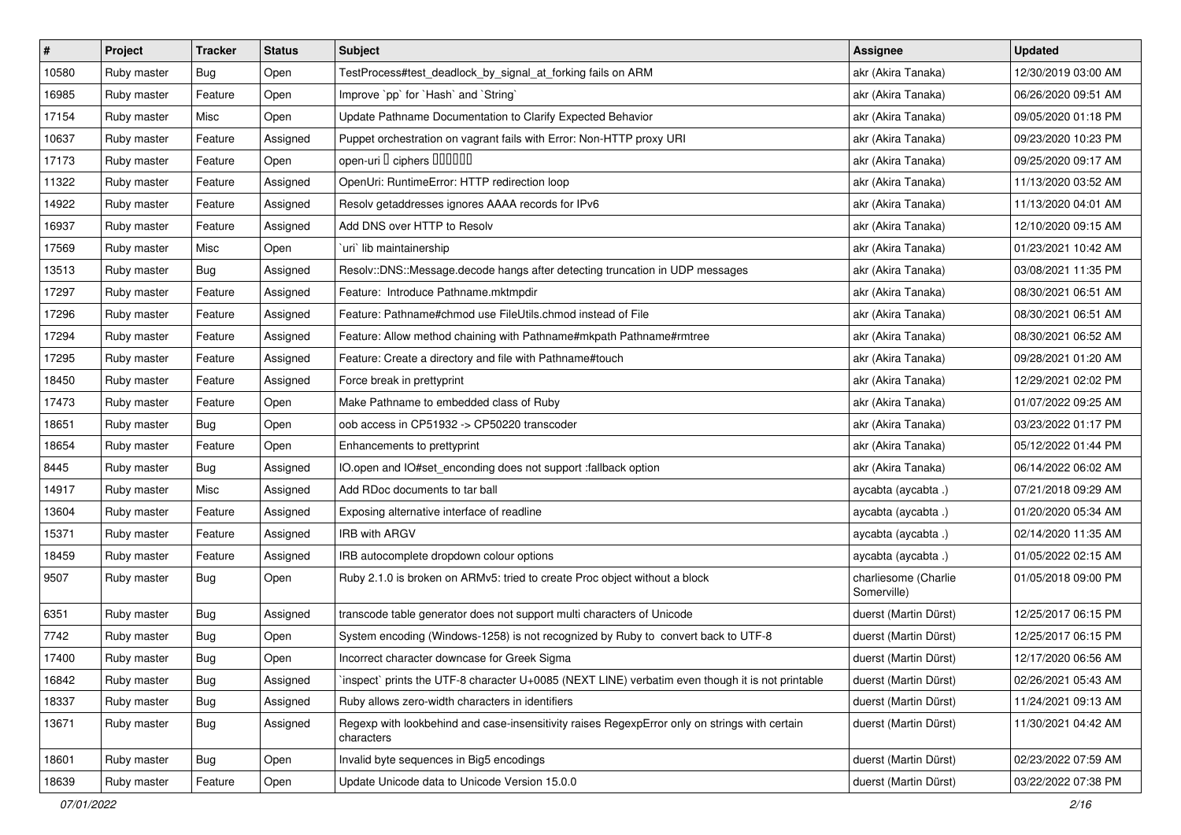| # | Project | Tracker | Status | Subject | Assignee | Updated |
|---|---|---|---|---|---|---|
| 10580 | Ruby master | Bug | Open | TestProcess#test_deadlock_by_signal_at_forking fails on ARM | akr (Akira Tanaka) | 12/30/2019 03:00 AM |
| 16985 | Ruby master | Feature | Open | Improve `pp` for `Hash` and `String` | akr (Akira Tanaka) | 06/26/2020 09:51 AM |
| 17154 | Ruby master | Misc | Open | Update Pathname Documentation to Clarify Expected Behavior | akr (Akira Tanaka) | 09/05/2020 01:18 PM |
| 10637 | Ruby master | Feature | Assigned | Puppet orchestration on vagrant fails with Error: Non-HTTP proxy URI | akr (Akira Tanaka) | 09/23/2020 10:23 PM |
| 17173 | Ruby master | Feature | Open | open-uri � ciphers ������ | akr (Akira Tanaka) | 09/25/2020 09:17 AM |
| 11322 | Ruby master | Feature | Assigned | OpenUri: RuntimeError: HTTP redirection loop | akr (Akira Tanaka) | 11/13/2020 03:52 AM |
| 14922 | Ruby master | Feature | Assigned | Resolv getaddresses ignores AAAA records for IPv6 | akr (Akira Tanaka) | 11/13/2020 04:01 AM |
| 16937 | Ruby master | Feature | Assigned | Add DNS over HTTP to Resolv | akr (Akira Tanaka) | 12/10/2020 09:15 AM |
| 17569 | Ruby master | Misc | Open | `uri` lib maintainership | akr (Akira Tanaka) | 01/23/2021 10:42 AM |
| 13513 | Ruby master | Bug | Assigned | Resolv::DNS::Message.decode hangs after detecting truncation in UDP messages | akr (Akira Tanaka) | 03/08/2021 11:35 PM |
| 17297 | Ruby master | Feature | Assigned | Feature: Introduce Pathname.mktmpdir | akr (Akira Tanaka) | 08/30/2021 06:51 AM |
| 17296 | Ruby master | Feature | Assigned | Feature: Pathname#chmod use FileUtils.chmod instead of File | akr (Akira Tanaka) | 08/30/2021 06:51 AM |
| 17294 | Ruby master | Feature | Assigned | Feature: Allow method chaining with Pathname#mkpath Pathname#rmtree | akr (Akira Tanaka) | 08/30/2021 06:52 AM |
| 17295 | Ruby master | Feature | Assigned | Feature: Create a directory and file with Pathname#touch | akr (Akira Tanaka) | 09/28/2021 01:20 AM |
| 18450 | Ruby master | Feature | Assigned | Force break in prettyprint | akr (Akira Tanaka) | 12/29/2021 02:02 PM |
| 17473 | Ruby master | Feature | Open | Make Pathname to embedded class of Ruby | akr (Akira Tanaka) | 01/07/2022 09:25 AM |
| 18651 | Ruby master | Bug | Open | oob access in CP51932 -> CP50220 transcoder | akr (Akira Tanaka) | 03/23/2022 01:17 PM |
| 18654 | Ruby master | Feature | Open | Enhancements to prettyprint | akr (Akira Tanaka) | 05/12/2022 01:44 PM |
| 8445 | Ruby master | Bug | Assigned | IO.open and IO#set_enconding does not support :fallback option | akr (Akira Tanaka) | 06/14/2022 06:02 AM |
| 14917 | Ruby master | Misc | Assigned | Add RDoc documents to tar ball | aycabta (aycabta .) | 07/21/2018 09:29 AM |
| 13604 | Ruby master | Feature | Assigned | Exposing alternative interface of readline | aycabta (aycabta .) | 01/20/2020 05:34 AM |
| 15371 | Ruby master | Feature | Assigned | IRB with ARGV | aycabta (aycabta .) | 02/14/2020 11:35 AM |
| 18459 | Ruby master | Feature | Assigned | IRB autocomplete dropdown colour options | aycabta (aycabta .) | 01/05/2022 02:15 AM |
| 9507 | Ruby master | Bug | Open | Ruby 2.1.0 is broken on ARMv5: tried to create Proc object without a block | charliesome (Charlie Somerville) | 01/05/2018 09:00 PM |
| 6351 | Ruby master | Bug | Assigned | transcode table generator does not support multi characters of Unicode | duerst (Martin Dürst) | 12/25/2017 06:15 PM |
| 7742 | Ruby master | Bug | Open | System encoding (Windows-1258) is not recognized by Ruby to convert back to UTF-8 | duerst (Martin Dürst) | 12/25/2017 06:15 PM |
| 17400 | Ruby master | Bug | Open | Incorrect character downcase for Greek Sigma | duerst (Martin Dürst) | 12/17/2020 06:56 AM |
| 16842 | Ruby master | Bug | Assigned | `inspect` prints the UTF-8 character U+0085 (NEXT LINE) verbatim even though it is not printable | duerst (Martin Dürst) | 02/26/2021 05:43 AM |
| 18337 | Ruby master | Bug | Assigned | Ruby allows zero-width characters in identifiers | duerst (Martin Dürst) | 11/24/2021 09:13 AM |
| 13671 | Ruby master | Bug | Assigned | Regexp with lookbehind and case-insensitivity raises RegexpError only on strings with certain characters | duerst (Martin Dürst) | 11/30/2021 04:42 AM |
| 18601 | Ruby master | Bug | Open | Invalid byte sequences in Big5 encodings | duerst (Martin Dürst) | 02/23/2022 07:59 AM |
| 18639 | Ruby master | Feature | Open | Update Unicode data to Unicode Version 15.0.0 | duerst (Martin Dürst) | 03/22/2022 07:38 PM |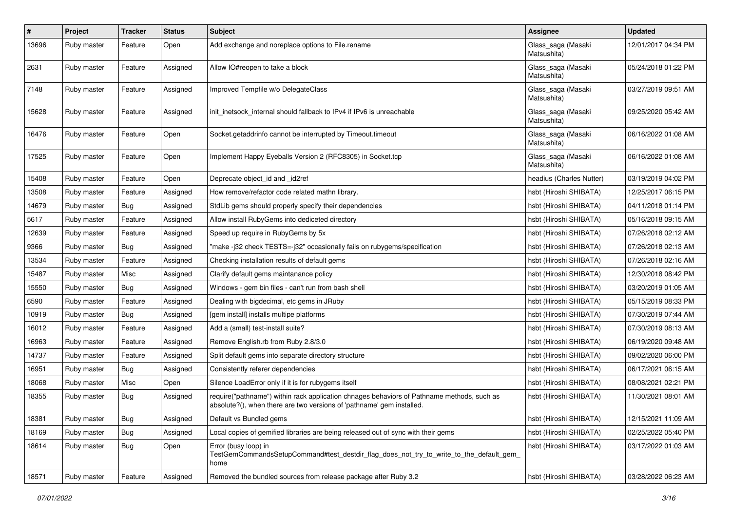| # | Project | Tracker | Status | Subject | Assignee | Updated |
|---|---|---|---|---|---|---|
| 13696 | Ruby master | Feature | Open | Add exchange and noreplace options to File.rename | Glass_saga (Masaki Matsushita) | 12/01/2017 04:34 PM |
| 2631 | Ruby master | Feature | Assigned | Allow IO#reopen to take a block | Glass_saga (Masaki Matsushita) | 05/24/2018 01:22 PM |
| 7148 | Ruby master | Feature | Assigned | Improved Tempfile w/o DelegateClass | Glass_saga (Masaki Matsushita) | 03/27/2019 09:51 AM |
| 15628 | Ruby master | Feature | Assigned | init_inetsock_internal should fallback to IPv4 if IPv6 is unreachable | Glass_saga (Masaki Matsushita) | 09/25/2020 05:42 AM |
| 16476 | Ruby master | Feature | Open | Socket.getaddrinfo cannot be interrupted by Timeout.timeout | Glass_saga (Masaki Matsushita) | 06/16/2022 01:08 AM |
| 17525 | Ruby master | Feature | Open | Implement Happy Eyeballs Version 2 (RFC8305) in Socket.tcp | Glass_saga (Masaki Matsushita) | 06/16/2022 01:08 AM |
| 15408 | Ruby master | Feature | Open | Deprecate object_id and _id2ref | headius (Charles Nutter) | 03/19/2019 04:02 PM |
| 13508 | Ruby master | Feature | Assigned | How remove/refactor code related mathn library. | hsbt (Hiroshi SHIBATA) | 12/25/2017 06:15 PM |
| 14679 | Ruby master | Bug | Assigned | StdLib gems should properly specify their dependencies | hsbt (Hiroshi SHIBATA) | 04/11/2018 01:14 PM |
| 5617 | Ruby master | Feature | Assigned | Allow install RubyGems into dediceted directory | hsbt (Hiroshi SHIBATA) | 05/16/2018 09:15 AM |
| 12639 | Ruby master | Feature | Assigned | Speed up require in RubyGems by 5x | hsbt (Hiroshi SHIBATA) | 07/26/2018 02:12 AM |
| 9366 | Ruby master | Bug | Assigned | "make -j32 check TESTS=-j32" occasionally fails on rubygems/specification | hsbt (Hiroshi SHIBATA) | 07/26/2018 02:13 AM |
| 13534 | Ruby master | Feature | Assigned | Checking installation results of default gems | hsbt (Hiroshi SHIBATA) | 07/26/2018 02:16 AM |
| 15487 | Ruby master | Misc | Assigned | Clarify default gems maintanance policy | hsbt (Hiroshi SHIBATA) | 12/30/2018 08:42 PM |
| 15550 | Ruby master | Bug | Assigned | Windows - gem bin files - can't run from bash shell | hsbt (Hiroshi SHIBATA) | 03/20/2019 01:05 AM |
| 6590 | Ruby master | Feature | Assigned | Dealing with bigdecimal, etc gems in JRuby | hsbt (Hiroshi SHIBATA) | 05/15/2019 08:33 PM |
| 10919 | Ruby master | Bug | Assigned | [gem install] installs multipe platforms | hsbt (Hiroshi SHIBATA) | 07/30/2019 07:44 AM |
| 16012 | Ruby master | Feature | Assigned | Add a (small) test-install suite? | hsbt (Hiroshi SHIBATA) | 07/30/2019 08:13 AM |
| 16963 | Ruby master | Feature | Assigned | Remove English.rb from Ruby 2.8/3.0 | hsbt (Hiroshi SHIBATA) | 06/19/2020 09:48 AM |
| 14737 | Ruby master | Feature | Assigned | Split default gems into separate directory structure | hsbt (Hiroshi SHIBATA) | 09/02/2020 06:00 PM |
| 16951 | Ruby master | Bug | Assigned | Consistently referer dependencies | hsbt (Hiroshi SHIBATA) | 06/17/2021 06:15 AM |
| 18068 | Ruby master | Misc | Open | Silence LoadError only if it is for rubygems itself | hsbt (Hiroshi SHIBATA) | 08/08/2021 02:21 PM |
| 18355 | Ruby master | Bug | Assigned | require("pathname") within rack application chnages behaviors of Pathname methods, such as absolute?(), when there are two versions of 'pathname' gem installed. | hsbt (Hiroshi SHIBATA) | 11/30/2021 08:01 AM |
| 18381 | Ruby master | Bug | Assigned | Default vs Bundled gems | hsbt (Hiroshi SHIBATA) | 12/15/2021 11:09 AM |
| 18169 | Ruby master | Bug | Assigned | Local copies of gemified libraries are being released out of sync with their gems | hsbt (Hiroshi SHIBATA) | 02/25/2022 05:40 PM |
| 18614 | Ruby master | Bug | Open | Error (busy loop) in TestGemCommandsSetupCommand#test_destdir_flag_does_not_try_to_write_to_the_default_gem_home | hsbt (Hiroshi SHIBATA) | 03/17/2022 01:03 AM |
| 18571 | Ruby master | Feature | Assigned | Removed the bundled sources from release package after Ruby 3.2 | hsbt (Hiroshi SHIBATA) | 03/28/2022 06:23 AM |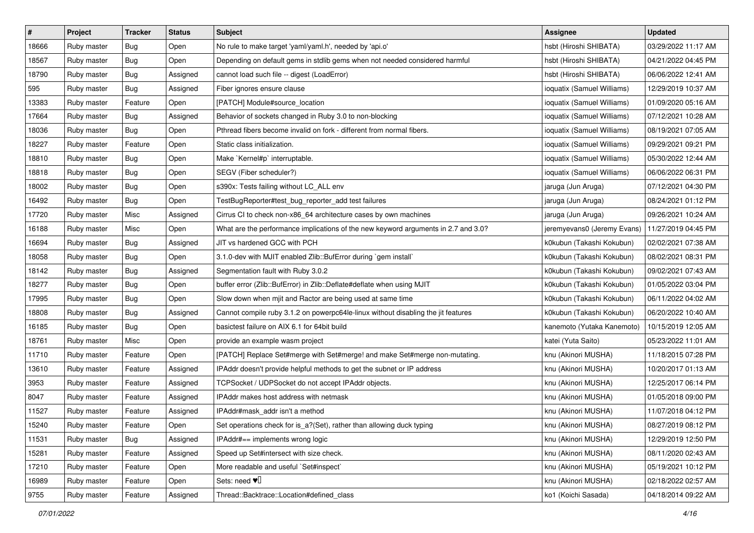| # | Project | Tracker | Status | Subject | Assignee | Updated |
|---|---|---|---|---|---|---|
| 18666 | Ruby master | Bug | Open | No rule to make target 'yaml/yaml.h', needed by 'api.o' | hsbt (Hiroshi SHIBATA) | 03/29/2022 11:17 AM |
| 18567 | Ruby master | Bug | Open | Depending on default gems in stdlib gems when not needed considered harmful | hsbt (Hiroshi SHIBATA) | 04/21/2022 04:45 PM |
| 18790 | Ruby master | Bug | Assigned | cannot load such file -- digest (LoadError) | hsbt (Hiroshi SHIBATA) | 06/06/2022 12:41 AM |
| 595 | Ruby master | Bug | Assigned | Fiber ignores ensure clause | ioquatix (Samuel Williams) | 12/29/2019 10:37 AM |
| 13383 | Ruby master | Feature | Open | [PATCH] Module#source_location | ioquatix (Samuel Williams) | 01/09/2020 05:16 AM |
| 17664 | Ruby master | Bug | Assigned | Behavior of sockets changed in Ruby 3.0 to non-blocking | ioquatix (Samuel Williams) | 07/12/2021 10:28 AM |
| 18036 | Ruby master | Bug | Open | Pthread fibers become invalid on fork - different from normal fibers. | ioquatix (Samuel Williams) | 08/19/2021 07:05 AM |
| 18227 | Ruby master | Feature | Open | Static class initialization. | ioquatix (Samuel Williams) | 09/29/2021 09:21 PM |
| 18810 | Ruby master | Bug | Open | Make `Kernel#p` interruptable. | ioquatix (Samuel Williams) | 05/30/2022 12:44 AM |
| 18818 | Ruby master | Bug | Open | SEGV (Fiber scheduler?) | ioquatix (Samuel Williams) | 06/06/2022 06:31 PM |
| 18002 | Ruby master | Bug | Open | s390x: Tests failing without LC_ALL env | jaruga (Jun Aruga) | 07/12/2021 04:30 PM |
| 16492 | Ruby master | Bug | Open | TestBugReporter#test_bug_reporter_add test failures | jaruga (Jun Aruga) | 08/24/2021 01:12 PM |
| 17720 | Ruby master | Misc | Assigned | Cirrus CI to check non-x86_64 architecture cases by own machines | jaruga (Jun Aruga) | 09/26/2021 10:24 AM |
| 16188 | Ruby master | Misc | Open | What are the performance implications of the new keyword arguments in 2.7 and 3.0? | jeremyevans0 (Jeremy Evans) | 11/27/2019 04:45 PM |
| 16694 | Ruby master | Bug | Assigned | JIT vs hardened GCC with PCH | k0kubun (Takashi Kokubun) | 02/02/2021 07:38 AM |
| 18058 | Ruby master | Bug | Open | 3.1.0-dev with MJIT enabled Zlib::BufError during `gem install` | k0kubun (Takashi Kokubun) | 08/02/2021 08:31 PM |
| 18142 | Ruby master | Bug | Assigned | Segmentation fault with Ruby 3.0.2 | k0kubun (Takashi Kokubun) | 09/02/2021 07:43 AM |
| 18277 | Ruby master | Bug | Open | buffer error (Zlib::BufError) in Zlib::Deflate#deflate when using MJIT | k0kubun (Takashi Kokubun) | 01/05/2022 03:04 PM |
| 17995 | Ruby master | Bug | Open | Slow down when mjit and Ractor are being used at same time | k0kubun (Takashi Kokubun) | 06/11/2022 04:02 AM |
| 18808 | Ruby master | Bug | Assigned | Cannot compile ruby 3.1.2 on powerpc64le-linux without disabling the jit features | k0kubun (Takashi Kokubun) | 06/20/2022 10:40 AM |
| 16185 | Ruby master | Bug | Open | basictest failure on AIX 6.1 for 64bit build | kanemoto (Yutaka Kanemoto) | 10/15/2019 12:05 AM |
| 18761 | Ruby master | Misc | Open | provide an example wasm project | katei (Yuta Saito) | 05/23/2022 11:01 AM |
| 11710 | Ruby master | Feature | Open | [PATCH] Replace Set#merge with Set#merge! and make Set#merge non-mutating. | knu (Akinori MUSHA) | 11/18/2015 07:28 PM |
| 13610 | Ruby master | Feature | Assigned | IPAddr doesn't provide helpful methods to get the subnet or IP address | knu (Akinori MUSHA) | 10/20/2017 01:13 AM |
| 3953 | Ruby master | Feature | Assigned | TCPSocket / UDPSocket do not accept IPAddr objects. | knu (Akinori MUSHA) | 12/25/2017 06:14 PM |
| 8047 | Ruby master | Feature | Assigned | IPAddr makes host address with netmask | knu (Akinori MUSHA) | 01/05/2018 09:00 PM |
| 11527 | Ruby master | Feature | Assigned | IPAddr#mask_addr isn't a method | knu (Akinori MUSHA) | 11/07/2018 04:12 PM |
| 15240 | Ruby master | Feature | Open | Set operations check for is_a?(Set), rather than allowing duck typing | knu (Akinori MUSHA) | 08/27/2019 08:12 PM |
| 11531 | Ruby master | Bug | Assigned | IPAddr#== implements wrong logic | knu (Akinori MUSHA) | 12/29/2019 12:50 PM |
| 15281 | Ruby master | Feature | Assigned | Speed up Set#intersect with size check. | knu (Akinori MUSHA) | 08/11/2020 02:43 AM |
| 17210 | Ruby master | Feature | Open | More readable and useful `Set#inspect` | knu (Akinori MUSHA) | 05/19/2021 10:12 PM |
| 16989 | Ruby master | Feature | Open | Sets: need ♥️ | knu (Akinori MUSHA) | 02/18/2022 02:57 AM |
| 9755 | Ruby master | Feature | Assigned | Thread::Backtrace::Location#defined_class | ko1 (Koichi Sasada) | 04/18/2014 09:22 AM |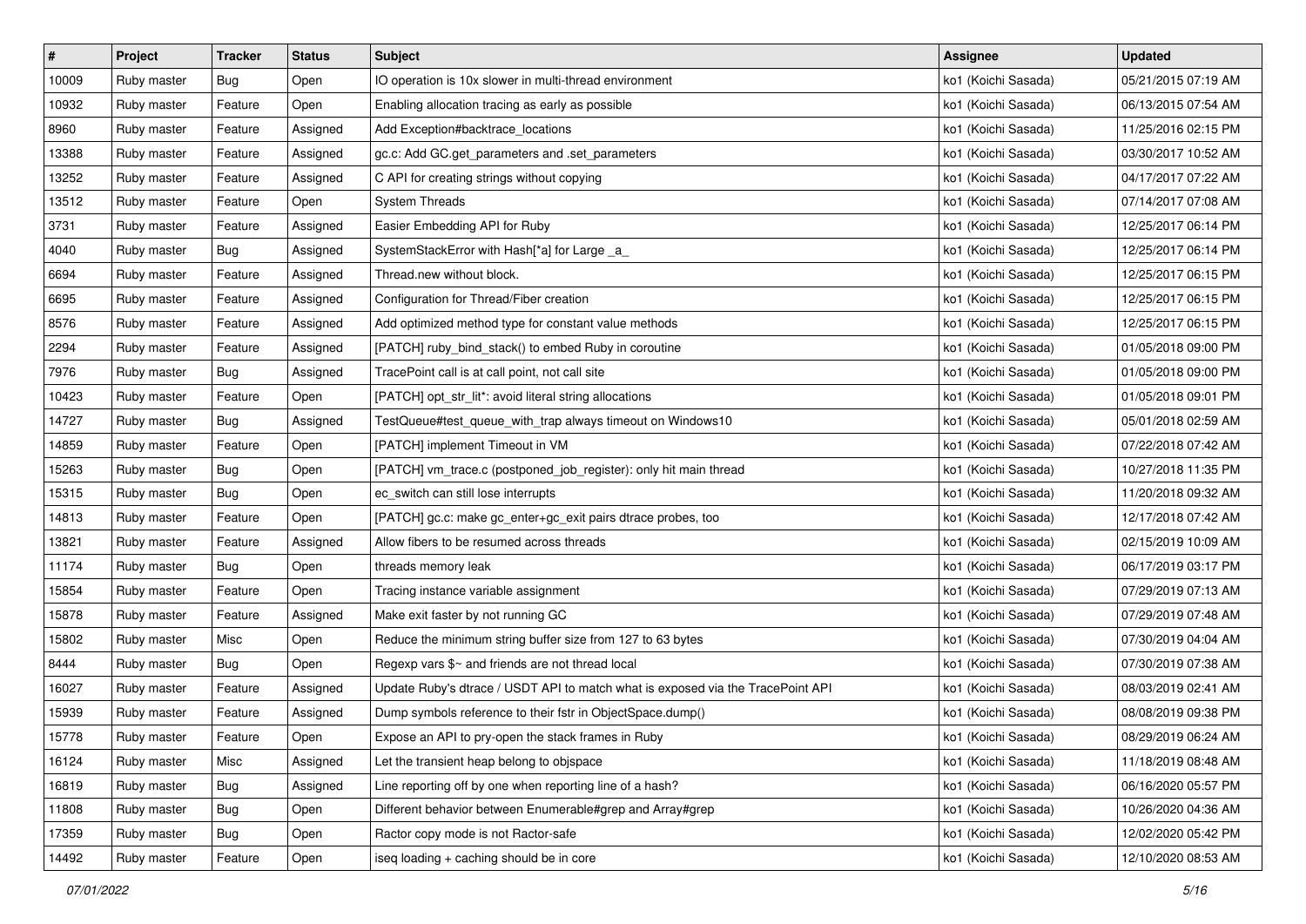| # | Project | Tracker | Status | Subject | Assignee | Updated |
| --- | --- | --- | --- | --- | --- | --- |
| 10009 | Ruby master | Bug | Open | IO operation is 10x slower in multi-thread environment | ko1 (Koichi Sasada) | 05/21/2015 07:19 AM |
| 10932 | Ruby master | Feature | Open | Enabling allocation tracing as early as possible | ko1 (Koichi Sasada) | 06/13/2015 07:54 AM |
| 8960 | Ruby master | Feature | Assigned | Add Exception#backtrace_locations | ko1 (Koichi Sasada) | 11/25/2016 02:15 PM |
| 13388 | Ruby master | Feature | Assigned | gc.c: Add GC.get_parameters and .set_parameters | ko1 (Koichi Sasada) | 03/30/2017 10:52 AM |
| 13252 | Ruby master | Feature | Assigned | C API for creating strings without copying | ko1 (Koichi Sasada) | 04/17/2017 07:22 AM |
| 13512 | Ruby master | Feature | Open | System Threads | ko1 (Koichi Sasada) | 07/14/2017 07:08 AM |
| 3731 | Ruby master | Feature | Assigned | Easier Embedding API for Ruby | ko1 (Koichi Sasada) | 12/25/2017 06:14 PM |
| 4040 | Ruby master | Bug | Assigned | SystemStackError with Hash[*a] for Large _a_ | ko1 (Koichi Sasada) | 12/25/2017 06:14 PM |
| 6694 | Ruby master | Feature | Assigned | Thread.new without block. | ko1 (Koichi Sasada) | 12/25/2017 06:15 PM |
| 6695 | Ruby master | Feature | Assigned | Configuration for Thread/Fiber creation | ko1 (Koichi Sasada) | 12/25/2017 06:15 PM |
| 8576 | Ruby master | Feature | Assigned | Add optimized method type for constant value methods | ko1 (Koichi Sasada) | 12/25/2017 06:15 PM |
| 2294 | Ruby master | Feature | Assigned | [PATCH] ruby_bind_stack() to embed Ruby in coroutine | ko1 (Koichi Sasada) | 01/05/2018 09:00 PM |
| 7976 | Ruby master | Bug | Assigned | TracePoint call is at call point, not call site | ko1 (Koichi Sasada) | 01/05/2018 09:00 PM |
| 10423 | Ruby master | Feature | Open | [PATCH] opt_str_lit*: avoid literal string allocations | ko1 (Koichi Sasada) | 01/05/2018 09:01 PM |
| 14727 | Ruby master | Bug | Assigned | TestQueue#test_queue_with_trap always timeout on Windows10 | ko1 (Koichi Sasada) | 05/01/2018 02:59 AM |
| 14859 | Ruby master | Feature | Open | [PATCH] implement Timeout in VM | ko1 (Koichi Sasada) | 07/22/2018 07:42 AM |
| 15263 | Ruby master | Bug | Open | [PATCH] vm_trace.c (postponed_job_register): only hit main thread | ko1 (Koichi Sasada) | 10/27/2018 11:35 PM |
| 15315 | Ruby master | Bug | Open | ec_switch can still lose interrupts | ko1 (Koichi Sasada) | 11/20/2018 09:32 AM |
| 14813 | Ruby master | Feature | Open | [PATCH] gc.c: make gc_enter+gc_exit pairs dtrace probes, too | ko1 (Koichi Sasada) | 12/17/2018 07:42 AM |
| 13821 | Ruby master | Feature | Assigned | Allow fibers to be resumed across threads | ko1 (Koichi Sasada) | 02/15/2019 10:09 AM |
| 11174 | Ruby master | Bug | Open | threads memory leak | ko1 (Koichi Sasada) | 06/17/2019 03:17 PM |
| 15854 | Ruby master | Feature | Open | Tracing instance variable assignment | ko1 (Koichi Sasada) | 07/29/2019 07:13 AM |
| 15878 | Ruby master | Feature | Assigned | Make exit faster by not running GC | ko1 (Koichi Sasada) | 07/29/2019 07:48 AM |
| 15802 | Ruby master | Misc | Open | Reduce the minimum string buffer size from 127 to 63 bytes | ko1 (Koichi Sasada) | 07/30/2019 04:04 AM |
| 8444 | Ruby master | Bug | Open | Regexp vars $~ and friends are not thread local | ko1 (Koichi Sasada) | 07/30/2019 07:38 AM |
| 16027 | Ruby master | Feature | Assigned | Update Ruby's dtrace / USDT API to match what is exposed via the TracePoint API | ko1 (Koichi Sasada) | 08/03/2019 02:41 AM |
| 15939 | Ruby master | Feature | Assigned | Dump symbols reference to their fstr in ObjectSpace.dump() | ko1 (Koichi Sasada) | 08/08/2019 09:38 PM |
| 15778 | Ruby master | Feature | Open | Expose an API to pry-open the stack frames in Ruby | ko1 (Koichi Sasada) | 08/29/2019 06:24 AM |
| 16124 | Ruby master | Misc | Assigned | Let the transient heap belong to objspace | ko1 (Koichi Sasada) | 11/18/2019 08:48 AM |
| 16819 | Ruby master | Bug | Assigned | Line reporting off by one when reporting line of a hash? | ko1 (Koichi Sasada) | 06/16/2020 05:57 PM |
| 11808 | Ruby master | Bug | Open | Different behavior between Enumerable#grep and Array#grep | ko1 (Koichi Sasada) | 10/26/2020 04:36 AM |
| 17359 | Ruby master | Bug | Open | Ractor copy mode is not Ractor-safe | ko1 (Koichi Sasada) | 12/02/2020 05:42 PM |
| 14492 | Ruby master | Feature | Open | iseq loading + caching should be in core | ko1 (Koichi Sasada) | 12/10/2020 08:53 AM |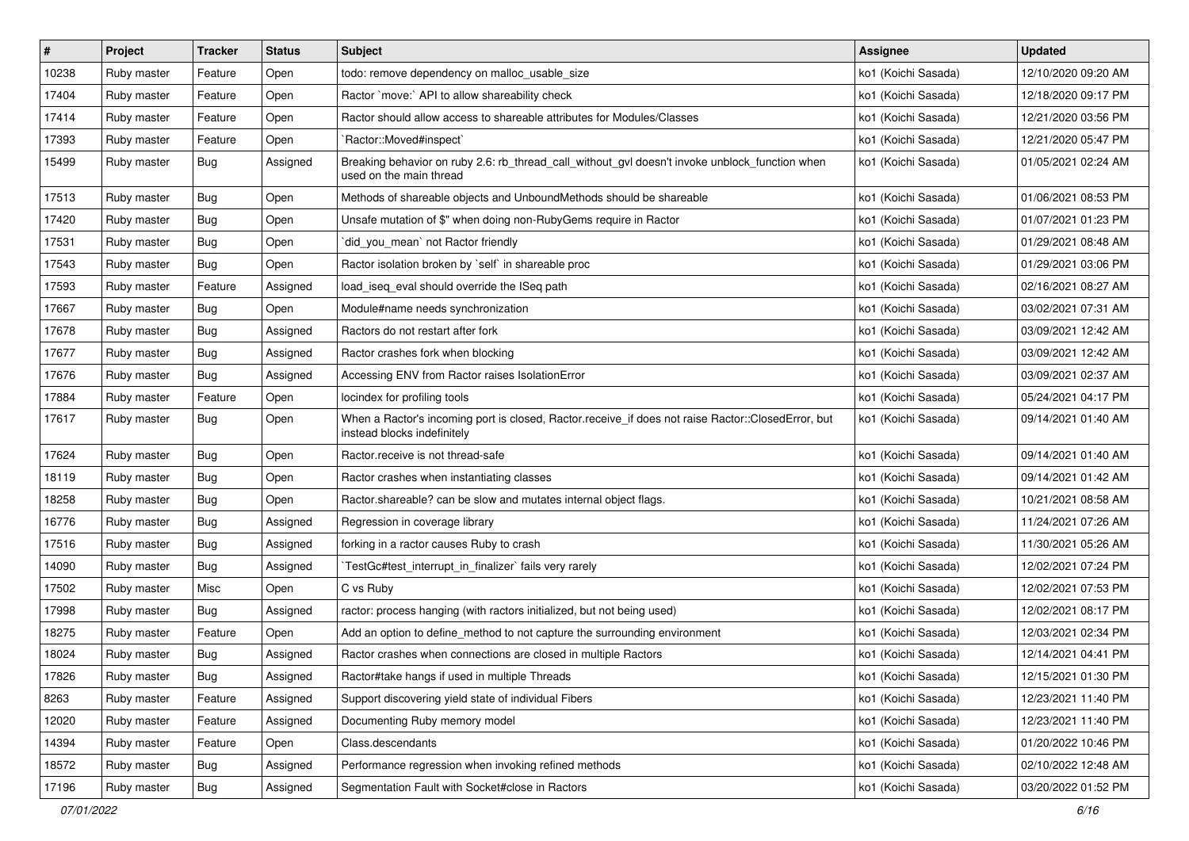| # | Project | Tracker | Status | Subject | Assignee | Updated |
|---|---|---|---|---|---|---|
| 10238 | Ruby master | Feature | Open | todo: remove dependency on malloc_usable_size | ko1 (Koichi Sasada) | 12/10/2020 09:20 AM |
| 17404 | Ruby master | Feature | Open | Ractor `move:` API to allow shareability check | ko1 (Koichi Sasada) | 12/18/2020 09:17 PM |
| 17414 | Ruby master | Feature | Open | Ractor should allow access to shareable attributes for Modules/Classes | ko1 (Koichi Sasada) | 12/21/2020 03:56 PM |
| 17393 | Ruby master | Feature | Open | `Ractor::Moved#inspect` | ko1 (Koichi Sasada) | 12/21/2020 05:47 PM |
| 15499 | Ruby master | Bug | Assigned | Breaking behavior on ruby 2.6: rb_thread_call_without_gvl doesn't invoke unblock_function when used on the main thread | ko1 (Koichi Sasada) | 01/05/2021 02:24 AM |
| 17513 | Ruby master | Bug | Open | Methods of shareable objects and UnboundMethods should be shareable | ko1 (Koichi Sasada) | 01/06/2021 08:53 PM |
| 17420 | Ruby master | Bug | Open | Unsafe mutation of $" when doing non-RubyGems require in Ractor | ko1 (Koichi Sasada) | 01/07/2021 01:23 PM |
| 17531 | Ruby master | Bug | Open | `did_you_mean` not Ractor friendly | ko1 (Koichi Sasada) | 01/29/2021 08:48 AM |
| 17543 | Ruby master | Bug | Open | Ractor isolation broken by `self` in shareable proc | ko1 (Koichi Sasada) | 01/29/2021 03:06 PM |
| 17593 | Ruby master | Feature | Assigned | load_iseq_eval should override the ISeq path | ko1 (Koichi Sasada) | 02/16/2021 08:27 AM |
| 17667 | Ruby master | Bug | Open | Module#name needs synchronization | ko1 (Koichi Sasada) | 03/02/2021 07:31 AM |
| 17678 | Ruby master | Bug | Assigned | Ractors do not restart after fork | ko1 (Koichi Sasada) | 03/09/2021 12:42 AM |
| 17677 | Ruby master | Bug | Assigned | Ractor crashes fork when blocking | ko1 (Koichi Sasada) | 03/09/2021 12:42 AM |
| 17676 | Ruby master | Bug | Assigned | Accessing ENV from Ractor raises IsolationError | ko1 (Koichi Sasada) | 03/09/2021 02:37 AM |
| 17884 | Ruby master | Feature | Open | locindex for profiling tools | ko1 (Koichi Sasada) | 05/24/2021 04:17 PM |
| 17617 | Ruby master | Bug | Open | When a Ractor's incoming port is closed, Ractor.receive_if does not raise Ractor::ClosedError, but instead blocks indefinitely | ko1 (Koichi Sasada) | 09/14/2021 01:40 AM |
| 17624 | Ruby master | Bug | Open | Ractor.receive is not thread-safe | ko1 (Koichi Sasada) | 09/14/2021 01:40 AM |
| 18119 | Ruby master | Bug | Open | Ractor crashes when instantiating classes | ko1 (Koichi Sasada) | 09/14/2021 01:42 AM |
| 18258 | Ruby master | Bug | Open | Ractor.shareable? can be slow and mutates internal object flags. | ko1 (Koichi Sasada) | 10/21/2021 08:58 AM |
| 16776 | Ruby master | Bug | Assigned | Regression in coverage library | ko1 (Koichi Sasada) | 11/24/2021 07:26 AM |
| 17516 | Ruby master | Bug | Assigned | forking in a ractor causes Ruby to crash | ko1 (Koichi Sasada) | 11/30/2021 05:26 AM |
| 14090 | Ruby master | Bug | Assigned | `TestGc#test_interrupt_in_finalizer` fails very rarely | ko1 (Koichi Sasada) | 12/02/2021 07:24 PM |
| 17502 | Ruby master | Misc | Open | C vs Ruby | ko1 (Koichi Sasada) | 12/02/2021 07:53 PM |
| 17998 | Ruby master | Bug | Assigned | ractor: process hanging (with ractors initialized, but not being used) | ko1 (Koichi Sasada) | 12/02/2021 08:17 PM |
| 18275 | Ruby master | Feature | Open | Add an option to define_method to not capture the surrounding environment | ko1 (Koichi Sasada) | 12/03/2021 02:34 PM |
| 18024 | Ruby master | Bug | Assigned | Ractor crashes when connections are closed in multiple Ractors | ko1 (Koichi Sasada) | 12/14/2021 04:41 PM |
| 17826 | Ruby master | Bug | Assigned | Ractor#take hangs if used in multiple Threads | ko1 (Koichi Sasada) | 12/15/2021 01:30 PM |
| 8263 | Ruby master | Feature | Assigned | Support discovering yield state of individual Fibers | ko1 (Koichi Sasada) | 12/23/2021 11:40 PM |
| 12020 | Ruby master | Feature | Assigned | Documenting Ruby memory model | ko1 (Koichi Sasada) | 12/23/2021 11:40 PM |
| 14394 | Ruby master | Feature | Open | Class.descendants | ko1 (Koichi Sasada) | 01/20/2022 10:46 PM |
| 18572 | Ruby master | Bug | Assigned | Performance regression when invoking refined methods | ko1 (Koichi Sasada) | 02/10/2022 12:48 AM |
| 17196 | Ruby master | Bug | Assigned | Segmentation Fault with Socket#close in Ractors | ko1 (Koichi Sasada) | 03/20/2022 01:52 PM |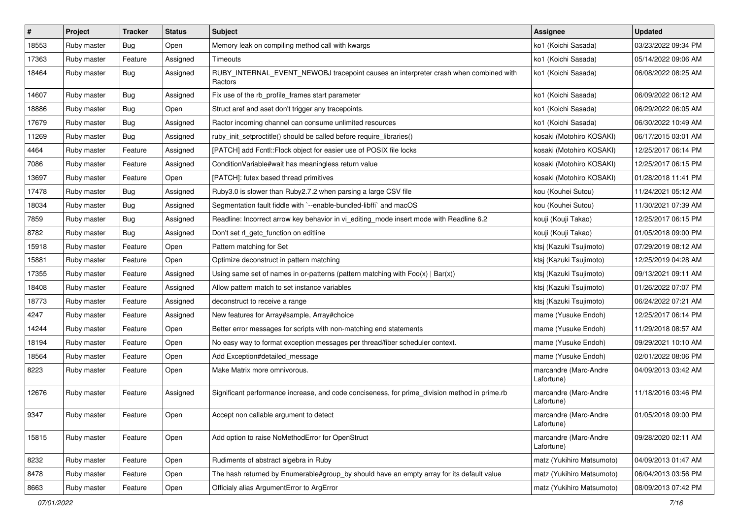| # | Project | Tracker | Status | Subject | Assignee | Updated |
|---|---|---|---|---|---|---|
| 18553 | Ruby master | Bug | Open | Memory leak on compiling method call with kwargs | ko1 (Koichi Sasada) | 03/23/2022 09:34 PM |
| 17363 | Ruby master | Feature | Assigned | Timeouts | ko1 (Koichi Sasada) | 05/14/2022 09:06 AM |
| 18464 | Ruby master | Bug | Assigned | RUBY_INTERNAL_EVENT_NEWOBJ tracepoint causes an interpreter crash when combined with Ractors | ko1 (Koichi Sasada) | 06/08/2022 08:25 AM |
| 14607 | Ruby master | Bug | Assigned | Fix use of the rb_profile_frames start parameter | ko1 (Koichi Sasada) | 06/09/2022 06:12 AM |
| 18886 | Ruby master | Bug | Open | Struct aref and aset don't trigger any tracepoints. | ko1 (Koichi Sasada) | 06/29/2022 06:05 AM |
| 17679 | Ruby master | Bug | Assigned | Ractor incoming channel can consume unlimited resources | ko1 (Koichi Sasada) | 06/30/2022 10:49 AM |
| 11269 | Ruby master | Bug | Assigned | ruby_init_setproctitle() should be called before require_libraries() | kosaki (Motohiro KOSAKI) | 06/17/2015 03:01 AM |
| 4464 | Ruby master | Feature | Assigned | [PATCH] add Fcntl::Flock object for easier use of POSIX file locks | kosaki (Motohiro KOSAKI) | 12/25/2017 06:14 PM |
| 7086 | Ruby master | Feature | Assigned | ConditionVariable#wait has meaningless return value | kosaki (Motohiro KOSAKI) | 12/25/2017 06:15 PM |
| 13697 | Ruby master | Feature | Open | [PATCH]: futex based thread primitives | kosaki (Motohiro KOSAKI) | 01/28/2018 11:41 PM |
| 17478 | Ruby master | Bug | Assigned | Ruby3.0 is slower than Ruby2.7.2 when parsing a large CSV file | kou (Kouhei Sutou) | 11/24/2021 05:12 AM |
| 18034 | Ruby master | Bug | Assigned | Segmentation fault fiddle with `--enable-bundled-libffi` and macOS | kou (Kouhei Sutou) | 11/30/2021 07:39 AM |
| 7859 | Ruby master | Bug | Assigned | Readline: Incorrect arrow key behavior in vi_editing_mode insert mode with Readline 6.2 | kouji (Kouji Takao) | 12/25/2017 06:15 PM |
| 8782 | Ruby master | Bug | Assigned | Don't set rl_getc_function on editline | kouji (Kouji Takao) | 01/05/2018 09:00 PM |
| 15918 | Ruby master | Feature | Open | Pattern matching for Set | ktsj (Kazuki Tsujimoto) | 07/29/2019 08:12 AM |
| 15881 | Ruby master | Feature | Open | Optimize deconstruct in pattern matching | ktsj (Kazuki Tsujimoto) | 12/25/2019 04:28 AM |
| 17355 | Ruby master | Feature | Assigned | Using same set of names in or-patterns (pattern matching with Foo(x) \| Bar(x)) | ktsj (Kazuki Tsujimoto) | 09/13/2021 09:11 AM |
| 18408 | Ruby master | Feature | Assigned | Allow pattern match to set instance variables | ktsj (Kazuki Tsujimoto) | 01/26/2022 07:07 PM |
| 18773 | Ruby master | Feature | Assigned | deconstruct to receive a range | ktsj (Kazuki Tsujimoto) | 06/24/2022 07:21 AM |
| 4247 | Ruby master | Feature | Assigned | New features for Array#sample, Array#choice | mame (Yusuke Endoh) | 12/25/2017 06:14 PM |
| 14244 | Ruby master | Feature | Open | Better error messages for scripts with non-matching end statements | mame (Yusuke Endoh) | 11/29/2018 08:57 AM |
| 18194 | Ruby master | Feature | Open | No easy way to format exception messages per thread/fiber scheduler context. | mame (Yusuke Endoh) | 09/29/2021 10:10 AM |
| 18564 | Ruby master | Feature | Open | Add Exception#detailed_message | mame (Yusuke Endoh) | 02/01/2022 08:06 PM |
| 8223 | Ruby master | Feature | Open | Make Matrix more omnivorous. | marcandre (Marc-Andre Lafortune) | 04/09/2013 03:42 AM |
| 12676 | Ruby master | Feature | Assigned | Significant performance increase, and code conciseness, for prime_division method in prime.rb | marcandre (Marc-Andre Lafortune) | 11/18/2016 03:46 PM |
| 9347 | Ruby master | Feature | Open | Accept non callable argument to detect | marcandre (Marc-Andre Lafortune) | 01/05/2018 09:00 PM |
| 15815 | Ruby master | Feature | Open | Add option to raise NoMethodError for OpenStruct | marcandre (Marc-Andre Lafortune) | 09/28/2020 02:11 AM |
| 8232 | Ruby master | Feature | Open | Rudiments of abstract algebra in Ruby | matz (Yukihiro Matsumoto) | 04/09/2013 01:47 AM |
| 8478 | Ruby master | Feature | Open | The hash returned by Enumerable#group_by should have an empty array for its default value | matz (Yukihiro Matsumoto) | 06/04/2013 03:56 PM |
| 8663 | Ruby master | Feature | Open | Officialy alias ArgumentError to ArgError | matz (Yukihiro Matsumoto) | 08/09/2013 07:42 PM |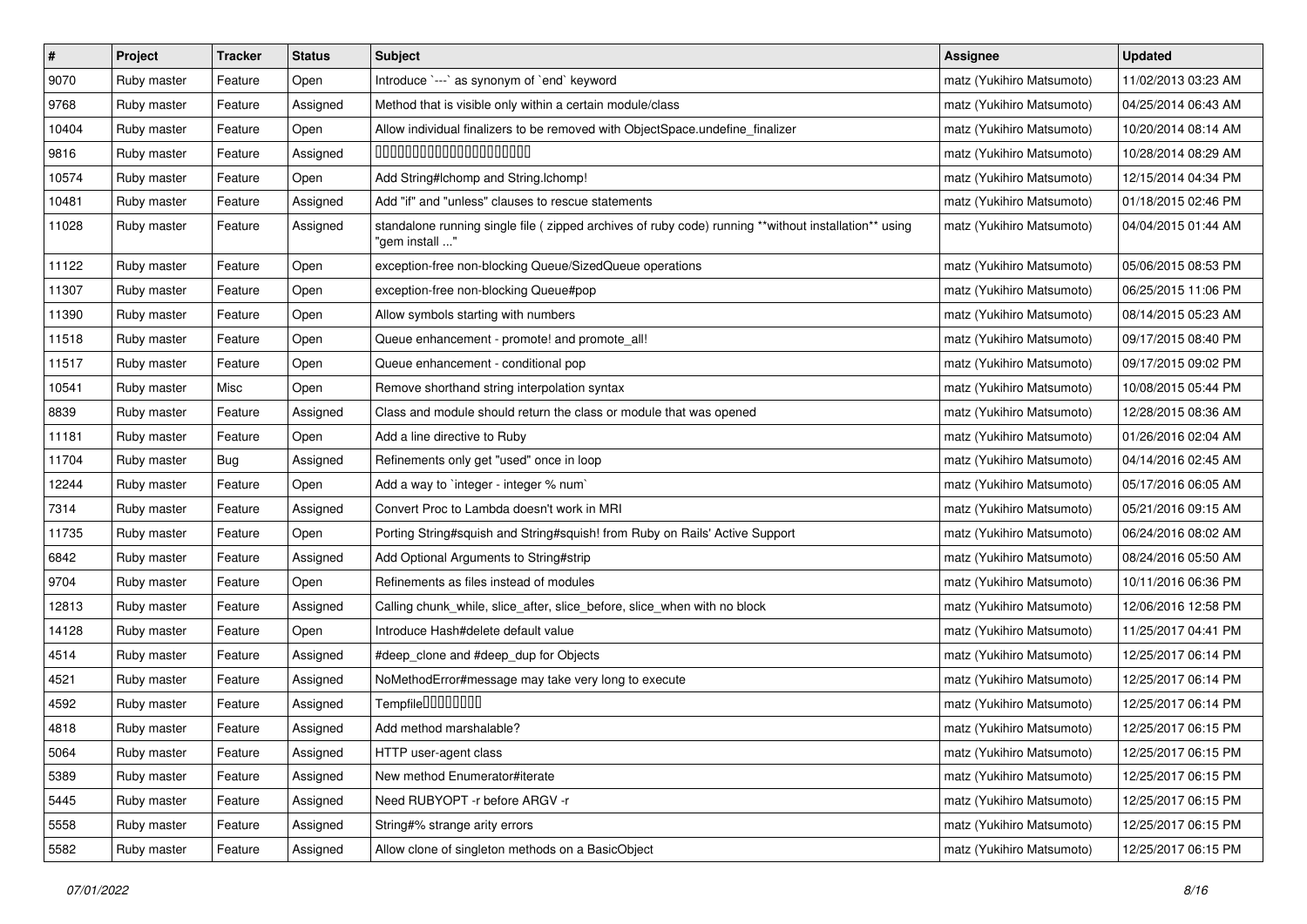| # | Project | Tracker | Status | Subject | Assignee | Updated |
|---|---|---|---|---|---|---|
| 9070 | Ruby master | Feature | Open | Introduce `---` as synonym of `end` keyword | matz (Yukihiro Matsumoto) | 11/02/2013 03:23 AM |
| 9768 | Ruby master | Feature | Assigned | Method that is visible only within a certain module/class | matz (Yukihiro Matsumoto) | 04/25/2014 06:43 AM |
| 10404 | Ruby master | Feature | Open | Allow individual finalizers to be removed with ObjectSpace.undefine_finalizer | matz (Yukihiro Matsumoto) | 10/20/2014 08:14 AM |
| 9816 | Ruby master | Feature | Assigned | 00000000000000000000 | matz (Yukihiro Matsumoto) | 10/28/2014 08:29 AM |
| 10574 | Ruby master | Feature | Open | Add String#lchomp and String.lchomp! | matz (Yukihiro Matsumoto) | 12/15/2014 04:34 PM |
| 10481 | Ruby master | Feature | Assigned | Add "if" and "unless" clauses to rescue statements | matz (Yukihiro Matsumoto) | 01/18/2015 02:46 PM |
| 11028 | Ruby master | Feature | Assigned | standalone running single file ( zipped archives of ruby code) running **without installation** using "gem install ..." | matz (Yukihiro Matsumoto) | 04/04/2015 01:44 AM |
| 11122 | Ruby master | Feature | Open | exception-free non-blocking Queue/SizedQueue operations | matz (Yukihiro Matsumoto) | 05/06/2015 08:53 PM |
| 11307 | Ruby master | Feature | Open | exception-free non-blocking Queue#pop | matz (Yukihiro Matsumoto) | 06/25/2015 11:06 PM |
| 11390 | Ruby master | Feature | Open | Allow symbols starting with numbers | matz (Yukihiro Matsumoto) | 08/14/2015 05:23 AM |
| 11518 | Ruby master | Feature | Open | Queue enhancement - promote! and promote_all! | matz (Yukihiro Matsumoto) | 09/17/2015 08:40 PM |
| 11517 | Ruby master | Feature | Open | Queue enhancement - conditional pop | matz (Yukihiro Matsumoto) | 09/17/2015 09:02 PM |
| 10541 | Ruby master | Misc | Open | Remove shorthand string interpolation syntax | matz (Yukihiro Matsumoto) | 10/08/2015 05:44 PM |
| 8839 | Ruby master | Feature | Assigned | Class and module should return the class or module that was opened | matz (Yukihiro Matsumoto) | 12/28/2015 08:36 AM |
| 11181 | Ruby master | Feature | Open | Add a line directive to Ruby | matz (Yukihiro Matsumoto) | 01/26/2016 02:04 AM |
| 11704 | Ruby master | Bug | Assigned | Refinements only get "used" once in loop | matz (Yukihiro Matsumoto) | 04/14/2016 02:45 AM |
| 12244 | Ruby master | Feature | Open | Add a way to `integer - integer % num` | matz (Yukihiro Matsumoto) | 05/17/2016 06:05 AM |
| 7314 | Ruby master | Feature | Assigned | Convert Proc to Lambda doesn't work in MRI | matz (Yukihiro Matsumoto) | 05/21/2016 09:15 AM |
| 11735 | Ruby master | Feature | Open | Porting String#squish and String#squish! from Ruby on Rails' Active Support | matz (Yukihiro Matsumoto) | 06/24/2016 08:02 AM |
| 6842 | Ruby master | Feature | Assigned | Add Optional Arguments to String#strip | matz (Yukihiro Matsumoto) | 08/24/2016 05:50 AM |
| 9704 | Ruby master | Feature | Open | Refinements as files instead of modules | matz (Yukihiro Matsumoto) | 10/11/2016 06:36 PM |
| 12813 | Ruby master | Feature | Assigned | Calling chunk_while, slice_after, slice_before, slice_when with no block | matz (Yukihiro Matsumoto) | 12/06/2016 12:58 PM |
| 14128 | Ruby master | Feature | Open | Introduce Hash#delete default value | matz (Yukihiro Matsumoto) | 11/25/2017 04:41 PM |
| 4514 | Ruby master | Feature | Assigned | #deep_clone and #deep_dup for Objects | matz (Yukihiro Matsumoto) | 12/25/2017 06:14 PM |
| 4521 | Ruby master | Feature | Assigned | NoMethodError#message may take very long to execute | matz (Yukihiro Matsumoto) | 12/25/2017 06:14 PM |
| 4592 | Ruby master | Feature | Assigned | Tempfile00000000 | matz (Yukihiro Matsumoto) | 12/25/2017 06:14 PM |
| 4818 | Ruby master | Feature | Assigned | Add method marshalable? | matz (Yukihiro Matsumoto) | 12/25/2017 06:15 PM |
| 5064 | Ruby master | Feature | Assigned | HTTP user-agent class | matz (Yukihiro Matsumoto) | 12/25/2017 06:15 PM |
| 5389 | Ruby master | Feature | Assigned | New method Enumerator#iterate | matz (Yukihiro Matsumoto) | 12/25/2017 06:15 PM |
| 5445 | Ruby master | Feature | Assigned | Need RUBYOPT -r before ARGV -r | matz (Yukihiro Matsumoto) | 12/25/2017 06:15 PM |
| 5558 | Ruby master | Feature | Assigned | String#% strange arity errors | matz (Yukihiro Matsumoto) | 12/25/2017 06:15 PM |
| 5582 | Ruby master | Feature | Assigned | Allow clone of singleton methods on a BasicObject | matz (Yukihiro Matsumoto) | 12/25/2017 06:15 PM |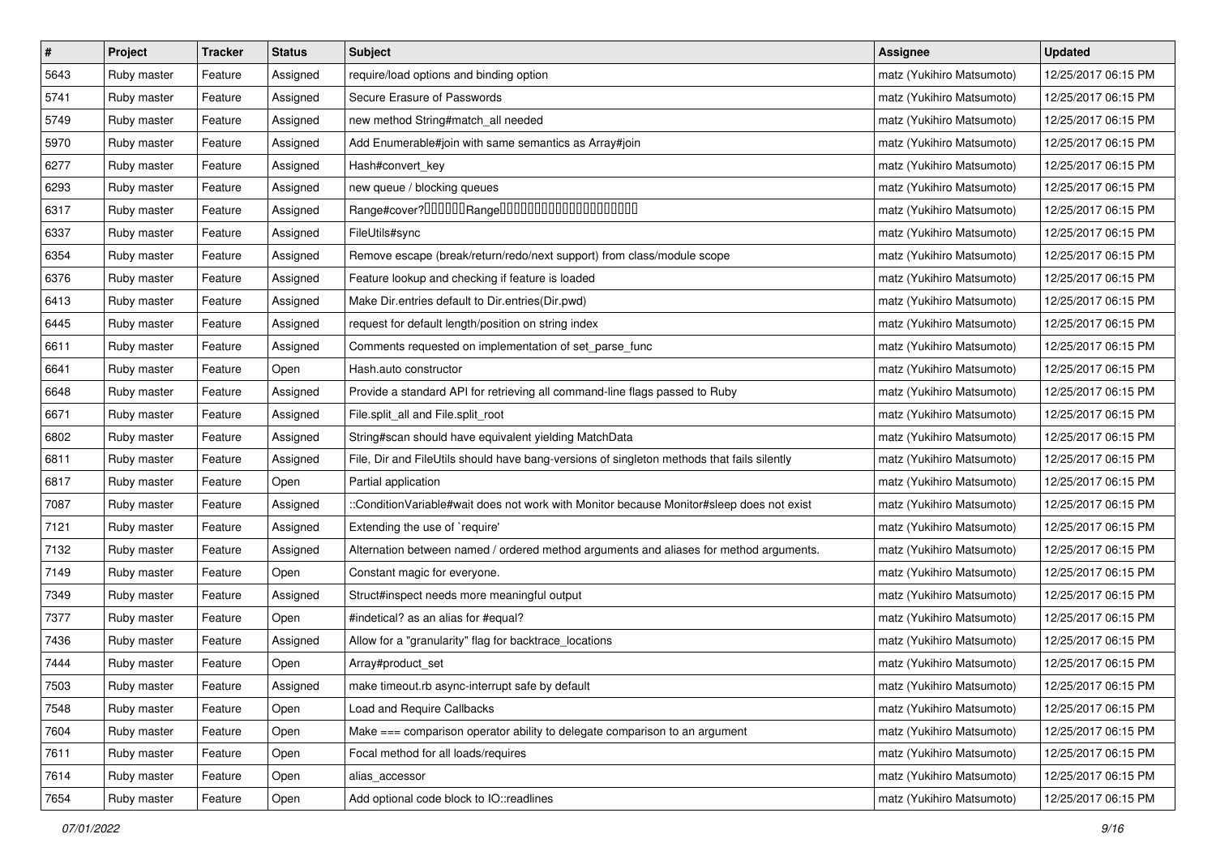| # | Project | Tracker | Status | Subject | Assignee | Updated |
|---|---|---|---|---|---|---|
| 5643 | Ruby master | Feature | Assigned | require/load options and binding option | matz (Yukihiro Matsumoto) | 12/25/2017 06:15 PM |
| 5741 | Ruby master | Feature | Assigned | Secure Erasure of Passwords | matz (Yukihiro Matsumoto) | 12/25/2017 06:15 PM |
| 5749 | Ruby master | Feature | Assigned | new method String#match_all needed | matz (Yukihiro Matsumoto) | 12/25/2017 06:15 PM |
| 5970 | Ruby master | Feature | Assigned | Add Enumerable#join with same semantics as Array#join | matz (Yukihiro Matsumoto) | 12/25/2017 06:15 PM |
| 6277 | Ruby master | Feature | Assigned | Hash#convert_key | matz (Yukihiro Matsumoto) | 12/25/2017 06:15 PM |
| 6293 | Ruby master | Feature | Assigned | new queue / blocking queues | matz (Yukihiro Matsumoto) | 12/25/2017 06:15 PM |
| 6317 | Ruby master | Feature | Assigned | Range#cover?�������Range��������������������� | matz (Yukihiro Matsumoto) | 12/25/2017 06:15 PM |
| 6337 | Ruby master | Feature | Assigned | FileUtils#sync | matz (Yukihiro Matsumoto) | 12/25/2017 06:15 PM |
| 6354 | Ruby master | Feature | Assigned | Remove escape (break/return/redo/next support) from class/module scope | matz (Yukihiro Matsumoto) | 12/25/2017 06:15 PM |
| 6376 | Ruby master | Feature | Assigned | Feature lookup and checking if feature is loaded | matz (Yukihiro Matsumoto) | 12/25/2017 06:15 PM |
| 6413 | Ruby master | Feature | Assigned | Make Dir.entries default to Dir.entries(Dir.pwd) | matz (Yukihiro Matsumoto) | 12/25/2017 06:15 PM |
| 6445 | Ruby master | Feature | Assigned | request for default length/position on string index | matz (Yukihiro Matsumoto) | 12/25/2017 06:15 PM |
| 6611 | Ruby master | Feature | Assigned | Comments requested on implementation of set_parse_func | matz (Yukihiro Matsumoto) | 12/25/2017 06:15 PM |
| 6641 | Ruby master | Feature | Open | Hash.auto constructor | matz (Yukihiro Matsumoto) | 12/25/2017 06:15 PM |
| 6648 | Ruby master | Feature | Assigned | Provide a standard API for retrieving all command-line flags passed to Ruby | matz (Yukihiro Matsumoto) | 12/25/2017 06:15 PM |
| 6671 | Ruby master | Feature | Assigned | File.split_all and File.split_root | matz (Yukihiro Matsumoto) | 12/25/2017 06:15 PM |
| 6802 | Ruby master | Feature | Assigned | String#scan should have equivalent yielding MatchData | matz (Yukihiro Matsumoto) | 12/25/2017 06:15 PM |
| 6811 | Ruby master | Feature | Assigned | File, Dir and FileUtils should have bang-versions of singleton methods that fails silently | matz (Yukihiro Matsumoto) | 12/25/2017 06:15 PM |
| 6817 | Ruby master | Feature | Open | Partial application | matz (Yukihiro Matsumoto) | 12/25/2017 06:15 PM |
| 7087 | Ruby master | Feature | Assigned | ::ConditionVariable#wait does not work with Monitor because Monitor#sleep does not exist | matz (Yukihiro Matsumoto) | 12/25/2017 06:15 PM |
| 7121 | Ruby master | Feature | Assigned | Extending the use of `require' | matz (Yukihiro Matsumoto) | 12/25/2017 06:15 PM |
| 7132 | Ruby master | Feature | Assigned | Alternation between named / ordered method arguments and aliases for method arguments. | matz (Yukihiro Matsumoto) | 12/25/2017 06:15 PM |
| 7149 | Ruby master | Feature | Open | Constant magic for everyone. | matz (Yukihiro Matsumoto) | 12/25/2017 06:15 PM |
| 7349 | Ruby master | Feature | Assigned | Struct#inspect needs more meaningful output | matz (Yukihiro Matsumoto) | 12/25/2017 06:15 PM |
| 7377 | Ruby master | Feature | Open | #indetical? as an alias for #equal? | matz (Yukihiro Matsumoto) | 12/25/2017 06:15 PM |
| 7436 | Ruby master | Feature | Assigned | Allow for a "granularity" flag for backtrace_locations | matz (Yukihiro Matsumoto) | 12/25/2017 06:15 PM |
| 7444 | Ruby master | Feature | Open | Array#product_set | matz (Yukihiro Matsumoto) | 12/25/2017 06:15 PM |
| 7503 | Ruby master | Feature | Assigned | make timeout.rb async-interrupt safe by default | matz (Yukihiro Matsumoto) | 12/25/2017 06:15 PM |
| 7548 | Ruby master | Feature | Open | Load and Require Callbacks | matz (Yukihiro Matsumoto) | 12/25/2017 06:15 PM |
| 7604 | Ruby master | Feature | Open | Make === comparison operator ability to delegate comparison to an argument | matz (Yukihiro Matsumoto) | 12/25/2017 06:15 PM |
| 7611 | Ruby master | Feature | Open | Focal method for all loads/requires | matz (Yukihiro Matsumoto) | 12/25/2017 06:15 PM |
| 7614 | Ruby master | Feature | Open | alias_accessor | matz (Yukihiro Matsumoto) | 12/25/2017 06:15 PM |
| 7654 | Ruby master | Feature | Open | Add optional code block to IO::readlines | matz (Yukihiro Matsumoto) | 12/25/2017 06:15 PM |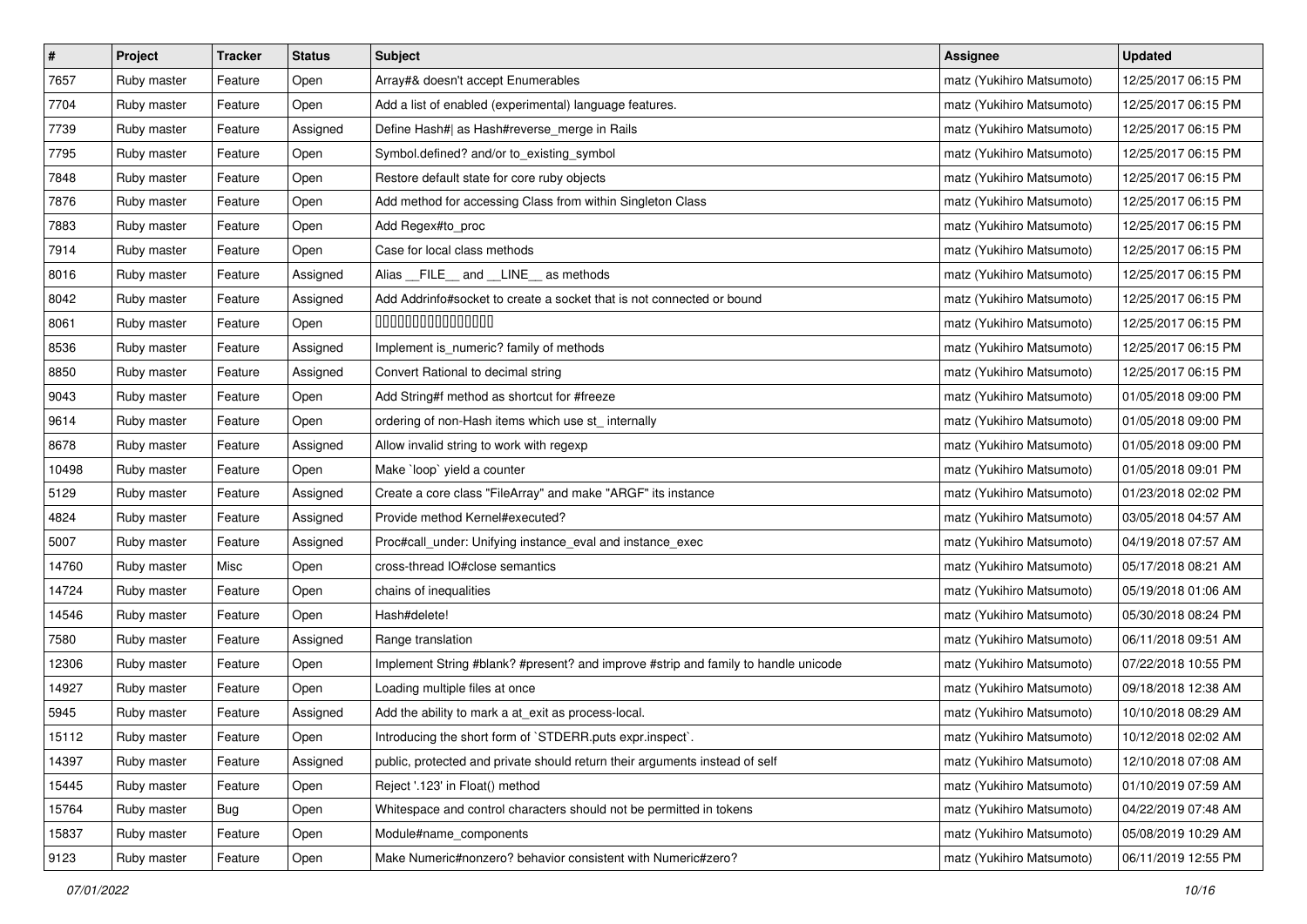| # | Project | Tracker | Status | Subject | Assignee | Updated |
|---|---|---|---|---|---|---|
| 7657 | Ruby master | Feature | Open | Array#& doesn't accept Enumerables | matz (Yukihiro Matsumoto) | 12/25/2017 06:15 PM |
| 7704 | Ruby master | Feature | Open | Add a list of enabled (experimental) language features. | matz (Yukihiro Matsumoto) | 12/25/2017 06:15 PM |
| 7739 | Ruby master | Feature | Assigned | Define Hash#\| as Hash#reverse_merge in Rails | matz (Yukihiro Matsumoto) | 12/25/2017 06:15 PM |
| 7795 | Ruby master | Feature | Open | Symbol.defined? and/or to_existing_symbol | matz (Yukihiro Matsumoto) | 12/25/2017 06:15 PM |
| 7848 | Ruby master | Feature | Open | Restore default state for core ruby objects | matz (Yukihiro Matsumoto) | 12/25/2017 06:15 PM |
| 7876 | Ruby master | Feature | Open | Add method for accessing Class from within Singleton Class | matz (Yukihiro Matsumoto) | 12/25/2017 06:15 PM |
| 7883 | Ruby master | Feature | Open | Add Regex#to_proc | matz (Yukihiro Matsumoto) | 12/25/2017 06:15 PM |
| 7914 | Ruby master | Feature | Open | Case for local class methods | matz (Yukihiro Matsumoto) | 12/25/2017 06:15 PM |
| 8016 | Ruby master | Feature | Assigned | Alias __FILE__ and __LINE__ as methods | matz (Yukihiro Matsumoto) | 12/25/2017 06:15 PM |
| 8042 | Ruby master | Feature | Assigned | Add Addrinfo#socket to create a socket that is not connected or bound | matz (Yukihiro Matsumoto) | 12/25/2017 06:15 PM |
| 8061 | Ruby master | Feature | Open | ���������������� | matz (Yukihiro Matsumoto) | 12/25/2017 06:15 PM |
| 8536 | Ruby master | Feature | Assigned | Implement is_numeric? family of methods | matz (Yukihiro Matsumoto) | 12/25/2017 06:15 PM |
| 8850 | Ruby master | Feature | Assigned | Convert Rational to decimal string | matz (Yukihiro Matsumoto) | 12/25/2017 06:15 PM |
| 9043 | Ruby master | Feature | Open | Add String#f method as shortcut for #freeze | matz (Yukihiro Matsumoto) | 01/05/2018 09:00 PM |
| 9614 | Ruby master | Feature | Open | ordering of non-Hash items which use st_ internally | matz (Yukihiro Matsumoto) | 01/05/2018 09:00 PM |
| 8678 | Ruby master | Feature | Assigned | Allow invalid string to work with regexp | matz (Yukihiro Matsumoto) | 01/05/2018 09:00 PM |
| 10498 | Ruby master | Feature | Open | Make `loop` yield a counter | matz (Yukihiro Matsumoto) | 01/05/2018 09:01 PM |
| 5129 | Ruby master | Feature | Assigned | Create a core class "FileArray" and make "ARGF" its instance | matz (Yukihiro Matsumoto) | 01/23/2018 02:02 PM |
| 4824 | Ruby master | Feature | Assigned | Provide method Kernel#executed? | matz (Yukihiro Matsumoto) | 03/05/2018 04:57 AM |
| 5007 | Ruby master | Feature | Assigned | Proc#call_under: Unifying instance_eval and instance_exec | matz (Yukihiro Matsumoto) | 04/19/2018 07:57 AM |
| 14760 | Ruby master | Misc | Open | cross-thread IO#close semantics | matz (Yukihiro Matsumoto) | 05/17/2018 08:21 AM |
| 14724 | Ruby master | Feature | Open | chains of inequalities | matz (Yukihiro Matsumoto) | 05/19/2018 01:06 AM |
| 14546 | Ruby master | Feature | Open | Hash#delete! | matz (Yukihiro Matsumoto) | 05/30/2018 08:24 PM |
| 7580 | Ruby master | Feature | Assigned | Range translation | matz (Yukihiro Matsumoto) | 06/11/2018 09:51 AM |
| 12306 | Ruby master | Feature | Open | Implement String #blank? #present? and improve #strip and family to handle unicode | matz (Yukihiro Matsumoto) | 07/22/2018 10:55 PM |
| 14927 | Ruby master | Feature | Open | Loading multiple files at once | matz (Yukihiro Matsumoto) | 09/18/2018 12:38 AM |
| 5945 | Ruby master | Feature | Assigned | Add the ability to mark a at_exit as process-local. | matz (Yukihiro Matsumoto) | 10/10/2018 08:29 AM |
| 15112 | Ruby master | Feature | Open | Introducing the short form of `STDERR.puts expr.inspect`. | matz (Yukihiro Matsumoto) | 10/12/2018 02:02 AM |
| 14397 | Ruby master | Feature | Assigned | public, protected and private should return their arguments instead of self | matz (Yukihiro Matsumoto) | 12/10/2018 07:08 AM |
| 15445 | Ruby master | Feature | Open | Reject '.123' in Float() method | matz (Yukihiro Matsumoto) | 01/10/2019 07:59 AM |
| 15764 | Ruby master | Bug | Open | Whitespace and control characters should not be permitted in tokens | matz (Yukihiro Matsumoto) | 04/22/2019 07:48 AM |
| 15837 | Ruby master | Feature | Open | Module#name_components | matz (Yukihiro Matsumoto) | 05/08/2019 10:29 AM |
| 9123 | Ruby master | Feature | Open | Make Numeric#nonzero? behavior consistent with Numeric#zero? | matz (Yukihiro Matsumoto) | 06/11/2019 12:55 PM |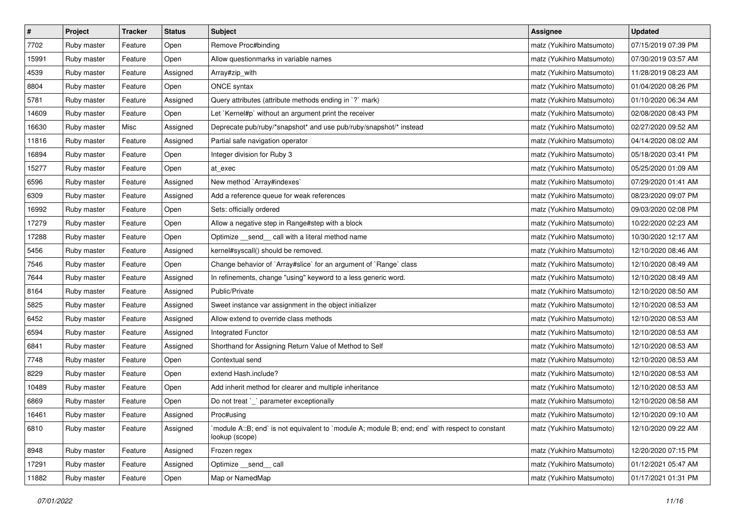| # | Project | Tracker | Status | Subject | Assignee | Updated |
|---|---|---|---|---|---|---|
| 7702 | Ruby master | Feature | Open | Remove Proc#binding | matz (Yukihiro Matsumoto) | 07/15/2019 07:39 PM |
| 15991 | Ruby master | Feature | Open | Allow questionmarks in variable names | matz (Yukihiro Matsumoto) | 07/30/2019 03:57 AM |
| 4539 | Ruby master | Feature | Assigned | Array#zip_with | matz (Yukihiro Matsumoto) | 11/28/2019 08:23 AM |
| 8804 | Ruby master | Feature | Open | ONCE syntax | matz (Yukihiro Matsumoto) | 01/04/2020 08:26 PM |
| 5781 | Ruby master | Feature | Assigned | Query attributes (attribute methods ending in `?` mark) | matz (Yukihiro Matsumoto) | 01/10/2020 06:34 AM |
| 14609 | Ruby master | Feature | Open | Let `Kernel#p` without an argument print the receiver | matz (Yukihiro Matsumoto) | 02/08/2020 08:43 PM |
| 16630 | Ruby master | Misc | Assigned | Deprecate pub/ruby/*snapshot* and use pub/ruby/snapshot/* instead | matz (Yukihiro Matsumoto) | 02/27/2020 09:52 AM |
| 11816 | Ruby master | Feature | Assigned | Partial safe navigation operator | matz (Yukihiro Matsumoto) | 04/14/2020 08:02 AM |
| 16894 | Ruby master | Feature | Open | Integer division for Ruby 3 | matz (Yukihiro Matsumoto) | 05/18/2020 03:41 PM |
| 15277 | Ruby master | Feature | Open | at_exec | matz (Yukihiro Matsumoto) | 05/25/2020 01:09 AM |
| 6596 | Ruby master | Feature | Assigned | New method `Array#indexes` | matz (Yukihiro Matsumoto) | 07/29/2020 01:41 AM |
| 6309 | Ruby master | Feature | Assigned | Add a reference queue for weak references | matz (Yukihiro Matsumoto) | 08/23/2020 09:07 PM |
| 16992 | Ruby master | Feature | Open | Sets: officially ordered | matz (Yukihiro Matsumoto) | 09/03/2020 02:08 PM |
| 17279 | Ruby master | Feature | Open | Allow a negative step in Range#step with a block | matz (Yukihiro Matsumoto) | 10/22/2020 02:23 AM |
| 17288 | Ruby master | Feature | Open | Optimize __send__ call with a literal method name | matz (Yukihiro Matsumoto) | 10/30/2020 12:17 AM |
| 5456 | Ruby master | Feature | Assigned | kernel#syscall() should be removed. | matz (Yukihiro Matsumoto) | 12/10/2020 08:46 AM |
| 7546 | Ruby master | Feature | Open | Change behavior of `Array#slice` for an argument of `Range` class | matz (Yukihiro Matsumoto) | 12/10/2020 08:49 AM |
| 7644 | Ruby master | Feature | Assigned | In refinements, change "using" keyword to a less generic word. | matz (Yukihiro Matsumoto) | 12/10/2020 08:49 AM |
| 8164 | Ruby master | Feature | Assigned | Public/Private | matz (Yukihiro Matsumoto) | 12/10/2020 08:50 AM |
| 5825 | Ruby master | Feature | Assigned | Sweet instance var assignment in the object initializer | matz (Yukihiro Matsumoto) | 12/10/2020 08:53 AM |
| 6452 | Ruby master | Feature | Assigned | Allow extend to override class methods | matz (Yukihiro Matsumoto) | 12/10/2020 08:53 AM |
| 6594 | Ruby master | Feature | Assigned | Integrated Functor | matz (Yukihiro Matsumoto) | 12/10/2020 08:53 AM |
| 6841 | Ruby master | Feature | Assigned | Shorthand for Assigning Return Value of Method to Self | matz (Yukihiro Matsumoto) | 12/10/2020 08:53 AM |
| 7748 | Ruby master | Feature | Open | Contextual send | matz (Yukihiro Matsumoto) | 12/10/2020 08:53 AM |
| 8229 | Ruby master | Feature | Open | extend Hash.include? | matz (Yukihiro Matsumoto) | 12/10/2020 08:53 AM |
| 10489 | Ruby master | Feature | Open | Add inherit method for clearer and multiple inheritance | matz (Yukihiro Matsumoto) | 12/10/2020 08:53 AM |
| 6869 | Ruby master | Feature | Open | Do not treat `_` parameter exceptionally | matz (Yukihiro Matsumoto) | 12/10/2020 08:58 AM |
| 16461 | Ruby master | Feature | Assigned | Proc#using | matz (Yukihiro Matsumoto) | 12/10/2020 09:10 AM |
| 6810 | Ruby master | Feature | Assigned | `module A::B; end` is not equivalent to `module A; module B; end; end` with respect to constant lookup (scope) | matz (Yukihiro Matsumoto) | 12/10/2020 09:22 AM |
| 8948 | Ruby master | Feature | Assigned | Frozen regex | matz (Yukihiro Matsumoto) | 12/20/2020 07:15 PM |
| 17291 | Ruby master | Feature | Assigned | Optimize __send__ call | matz (Yukihiro Matsumoto) | 01/12/2021 05:47 AM |
| 11882 | Ruby master | Feature | Open | Map or NamedMap | matz (Yukihiro Matsumoto) | 01/17/2021 01:31 PM |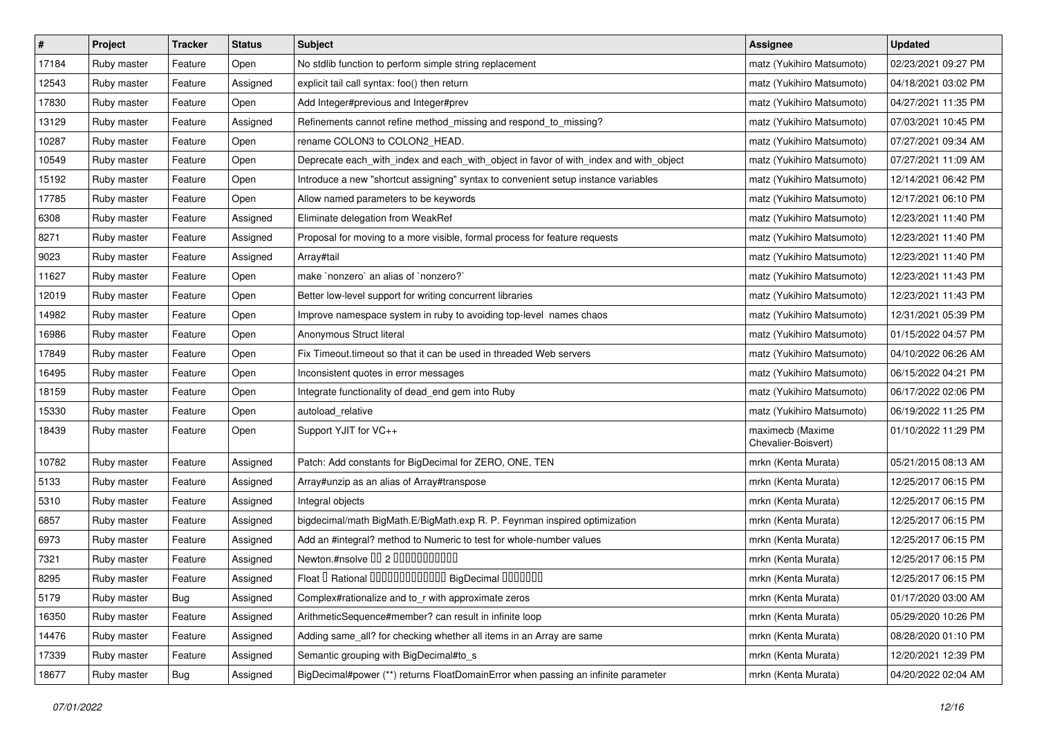| # | Project | Tracker | Status | Subject | Assignee | Updated |
|---|---|---|---|---|---|---|
| 17184 | Ruby master | Feature | Open | No stdlib function to perform simple string replacement | matz (Yukihiro Matsumoto) | 02/23/2021 09:27 PM |
| 12543 | Ruby master | Feature | Assigned | explicit tail call syntax: foo() then return | matz (Yukihiro Matsumoto) | 04/18/2021 03:02 PM |
| 17830 | Ruby master | Feature | Open | Add Integer#previous and Integer#prev | matz (Yukihiro Matsumoto) | 04/27/2021 11:35 PM |
| 13129 | Ruby master | Feature | Assigned | Refinements cannot refine method_missing and respond_to_missing? | matz (Yukihiro Matsumoto) | 07/03/2021 10:45 PM |
| 10287 | Ruby master | Feature | Open | rename COLON3 to COLON2_HEAD. | matz (Yukihiro Matsumoto) | 07/27/2021 09:34 AM |
| 10549 | Ruby master | Feature | Open | Deprecate each_with_index and each_with_object in favor of with_index and with_object | matz (Yukihiro Matsumoto) | 07/27/2021 11:09 AM |
| 15192 | Ruby master | Feature | Open | Introduce a new "shortcut assigning" syntax to convenient setup instance variables | matz (Yukihiro Matsumoto) | 12/14/2021 06:42 PM |
| 17785 | Ruby master | Feature | Open | Allow named parameters to be keywords | matz (Yukihiro Matsumoto) | 12/17/2021 06:10 PM |
| 6308 | Ruby master | Feature | Assigned | Eliminate delegation from WeakRef | matz (Yukihiro Matsumoto) | 12/23/2021 11:40 PM |
| 8271 | Ruby master | Feature | Assigned | Proposal for moving to a more visible, formal process for feature requests | matz (Yukihiro Matsumoto) | 12/23/2021 11:40 PM |
| 9023 | Ruby master | Feature | Assigned | Array#tail | matz (Yukihiro Matsumoto) | 12/23/2021 11:40 PM |
| 11627 | Ruby master | Feature | Open | make `nonzero` an alias of `nonzero?` | matz (Yukihiro Matsumoto) | 12/23/2021 11:43 PM |
| 12019 | Ruby master | Feature | Open | Better low-level support for writing concurrent libraries | matz (Yukihiro Matsumoto) | 12/23/2021 11:43 PM |
| 14982 | Ruby master | Feature | Open | Improve namespace system in ruby to avoiding top-level names chaos | matz (Yukihiro Matsumoto) | 12/31/2021 05:39 PM |
| 16986 | Ruby master | Feature | Open | Anonymous Struct literal | matz (Yukihiro Matsumoto) | 01/15/2022 04:57 PM |
| 17849 | Ruby master | Feature | Open | Fix Timeout.timeout so that it can be used in threaded Web servers | matz (Yukihiro Matsumoto) | 04/10/2022 06:26 AM |
| 16495 | Ruby master | Feature | Open | Inconsistent quotes in error messages | matz (Yukihiro Matsumoto) | 06/15/2022 04:21 PM |
| 18159 | Ruby master | Feature | Open | Integrate functionality of dead_end gem into Ruby | matz (Yukihiro Matsumoto) | 06/17/2022 02:06 PM |
| 15330 | Ruby master | Feature | Open | autoload_relative | matz (Yukihiro Matsumoto) | 06/19/2022 11:25 PM |
| 18439 | Ruby master | Feature | Open | Support YJIT for VC++ | maximecb (Maxime Chevalier-Boisvert) | 01/10/2022 11:29 PM |
| 10782 | Ruby master | Feature | Assigned | Patch: Add constants for BigDecimal for ZERO, ONE, TEN | mrkn (Kenta Murata) | 05/21/2015 08:13 AM |
| 5133 | Ruby master | Feature | Assigned | Array#unzip as an alias of Array#transpose | mrkn (Kenta Murata) | 12/25/2017 06:15 PM |
| 5310 | Ruby master | Feature | Assigned | Integral objects | mrkn (Kenta Murata) | 12/25/2017 06:15 PM |
| 6857 | Ruby master | Feature | Assigned | bigdecimal/math BigMath.E/BigMath.exp R. P. Feynman inspired optimization | mrkn (Kenta Murata) | 12/25/2017 06:15 PM |
| 6973 | Ruby master | Feature | Assigned | Add an #integral? method to Numeric to test for whole-number values | mrkn (Kenta Murata) | 12/25/2017 06:15 PM |
| 7321 | Ruby master | Feature | Assigned | Newton.#nsolve 00 2 00000000000 | mrkn (Kenta Murata) | 12/25/2017 06:15 PM |
| 8295 | Ruby master | Feature | Assigned | Float 0 Rational 0000000000000 BigDecimal 0000000 | mrkn (Kenta Murata) | 12/25/2017 06:15 PM |
| 5179 | Ruby master | Bug | Assigned | Complex#rationalize and to_r with approximate zeros | mrkn (Kenta Murata) | 01/17/2020 03:00 AM |
| 16350 | Ruby master | Feature | Assigned | ArithmeticSequence#member? can result in infinite loop | mrkn (Kenta Murata) | 05/29/2020 10:26 PM |
| 14476 | Ruby master | Feature | Assigned | Adding same_all? for checking whether all items in an Array are same | mrkn (Kenta Murata) | 08/28/2020 01:10 PM |
| 17339 | Ruby master | Feature | Assigned | Semantic grouping with BigDecimal#to_s | mrkn (Kenta Murata) | 12/20/2021 12:39 PM |
| 18677 | Ruby master | Bug | Assigned | BigDecimal#power (**) returns FloatDomainError when passing an infinite parameter | mrkn (Kenta Murata) | 04/20/2022 02:04 AM |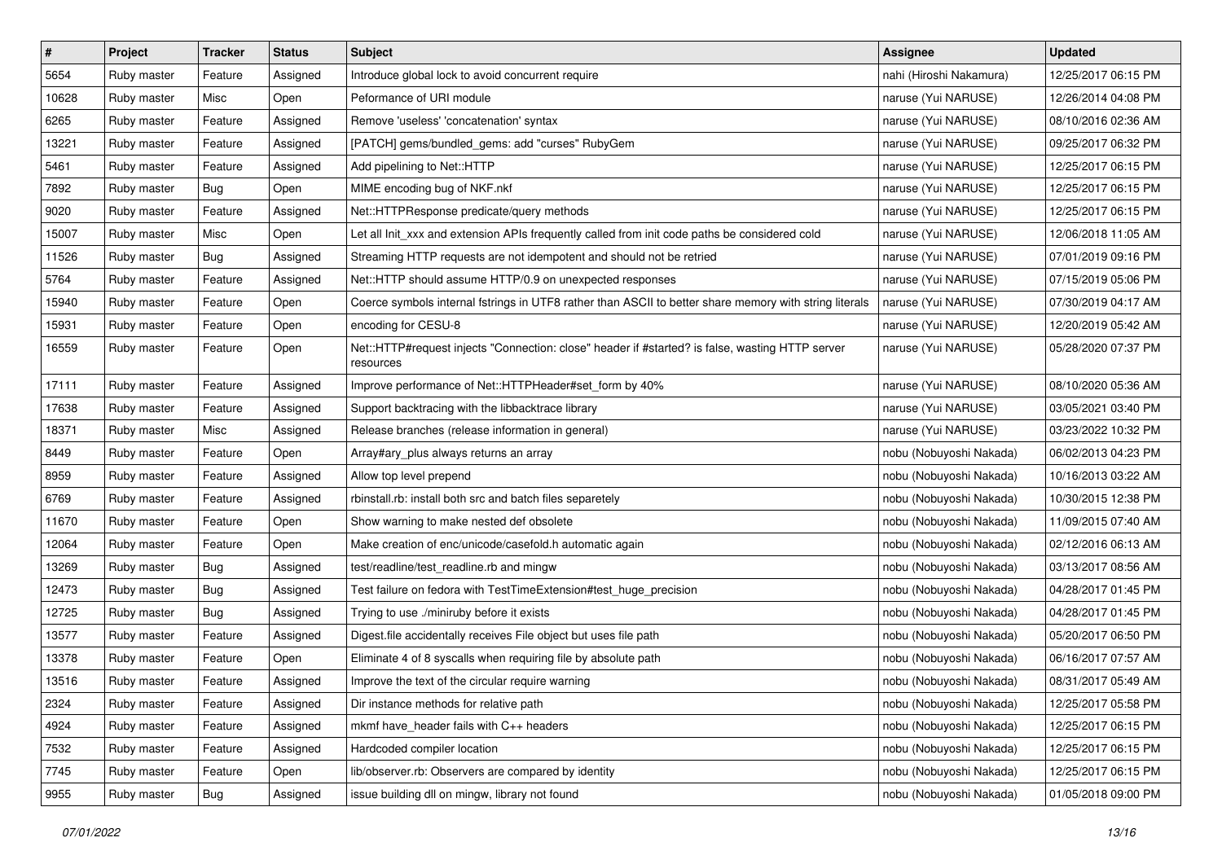| # | Project | Tracker | Status | Subject | Assignee | Updated |
| --- | --- | --- | --- | --- | --- | --- |
| 5654 | Ruby master | Feature | Assigned | Introduce global lock to avoid concurrent require | nahi (Hiroshi Nakamura) | 12/25/2017 06:15 PM |
| 10628 | Ruby master | Misc | Open | Peformance of URI module | naruse (Yui NARUSE) | 12/26/2014 04:08 PM |
| 6265 | Ruby master | Feature | Assigned | Remove 'useless' 'concatenation' syntax | naruse (Yui NARUSE) | 08/10/2016 02:36 AM |
| 13221 | Ruby master | Feature | Assigned | [PATCH] gems/bundled_gems: add "curses" RubyGem | naruse (Yui NARUSE) | 09/25/2017 06:32 PM |
| 5461 | Ruby master | Feature | Assigned | Add pipelining to Net::HTTP | naruse (Yui NARUSE) | 12/25/2017 06:15 PM |
| 7892 | Ruby master | Bug | Open | MIME encoding bug of NKF.nkf | naruse (Yui NARUSE) | 12/25/2017 06:15 PM |
| 9020 | Ruby master | Feature | Assigned | Net::HTTPResponse predicate/query methods | naruse (Yui NARUSE) | 12/25/2017 06:15 PM |
| 15007 | Ruby master | Misc | Open | Let all Init_xxx and extension APIs frequently called from init code paths be considered cold | naruse (Yui NARUSE) | 12/06/2018 11:05 AM |
| 11526 | Ruby master | Bug | Assigned | Streaming HTTP requests are not idempotent and should not be retried | naruse (Yui NARUSE) | 07/01/2019 09:16 PM |
| 5764 | Ruby master | Feature | Assigned | Net::HTTP should assume HTTP/0.9 on unexpected responses | naruse (Yui NARUSE) | 07/15/2019 05:06 PM |
| 15940 | Ruby master | Feature | Open | Coerce symbols internal fstrings in UTF8 rather than ASCII to better share memory with string literals | naruse (Yui NARUSE) | 07/30/2019 04:17 AM |
| 15931 | Ruby master | Feature | Open | encoding for CESU-8 | naruse (Yui NARUSE) | 12/20/2019 05:42 AM |
| 16559 | Ruby master | Feature | Open | Net::HTTP#request injects "Connection: close" header if #started? is false, wasting HTTP server resources | naruse (Yui NARUSE) | 05/28/2020 07:37 PM |
| 17111 | Ruby master | Feature | Assigned | Improve performance of Net::HTTPHeader#set_form by 40% | naruse (Yui NARUSE) | 08/10/2020 05:36 AM |
| 17638 | Ruby master | Feature | Assigned | Support backtracing with the libbacktrace library | naruse (Yui NARUSE) | 03/05/2021 03:40 PM |
| 18371 | Ruby master | Misc | Assigned | Release branches (release information in general) | naruse (Yui NARUSE) | 03/23/2022 10:32 PM |
| 8449 | Ruby master | Feature | Open | Array#ary_plus always returns an array | nobu (Nobuyoshi Nakada) | 06/02/2013 04:23 PM |
| 8959 | Ruby master | Feature | Assigned | Allow top level prepend | nobu (Nobuyoshi Nakada) | 10/16/2013 03:22 AM |
| 6769 | Ruby master | Feature | Assigned | rbinstall.rb: install both src and batch files separetely | nobu (Nobuyoshi Nakada) | 10/30/2015 12:38 PM |
| 11670 | Ruby master | Feature | Open | Show warning to make nested def obsolete | nobu (Nobuyoshi Nakada) | 11/09/2015 07:40 AM |
| 12064 | Ruby master | Feature | Open | Make creation of enc/unicode/casefold.h automatic again | nobu (Nobuyoshi Nakada) | 02/12/2016 06:13 AM |
| 13269 | Ruby master | Bug | Assigned | test/readline/test_readline.rb and mingw | nobu (Nobuyoshi Nakada) | 03/13/2017 08:56 AM |
| 12473 | Ruby master | Bug | Assigned | Test failure on fedora with TestTimeExtension#test_huge_precision | nobu (Nobuyoshi Nakada) | 04/28/2017 01:45 PM |
| 12725 | Ruby master | Bug | Assigned | Trying to use ./miniruby before it exists | nobu (Nobuyoshi Nakada) | 04/28/2017 01:45 PM |
| 13577 | Ruby master | Feature | Assigned | Digest.file accidentally receives File object but uses file path | nobu (Nobuyoshi Nakada) | 05/20/2017 06:50 PM |
| 13378 | Ruby master | Feature | Open | Eliminate 4 of 8 syscalls when requiring file by absolute path | nobu (Nobuyoshi Nakada) | 06/16/2017 07:57 AM |
| 13516 | Ruby master | Feature | Assigned | Improve the text of the circular require warning | nobu (Nobuyoshi Nakada) | 08/31/2017 05:49 AM |
| 2324 | Ruby master | Feature | Assigned | Dir instance methods for relative path | nobu (Nobuyoshi Nakada) | 12/25/2017 05:58 PM |
| 4924 | Ruby master | Feature | Assigned | mkmf have_header fails with C++ headers | nobu (Nobuyoshi Nakada) | 12/25/2017 06:15 PM |
| 7532 | Ruby master | Feature | Assigned | Hardcoded compiler location | nobu (Nobuyoshi Nakada) | 12/25/2017 06:15 PM |
| 7745 | Ruby master | Feature | Open | lib/observer.rb: Observers are compared by identity | nobu (Nobuyoshi Nakada) | 12/25/2017 06:15 PM |
| 9955 | Ruby master | Bug | Assigned | issue building dll on mingw, library not found | nobu (Nobuyoshi Nakada) | 01/05/2018 09:00 PM |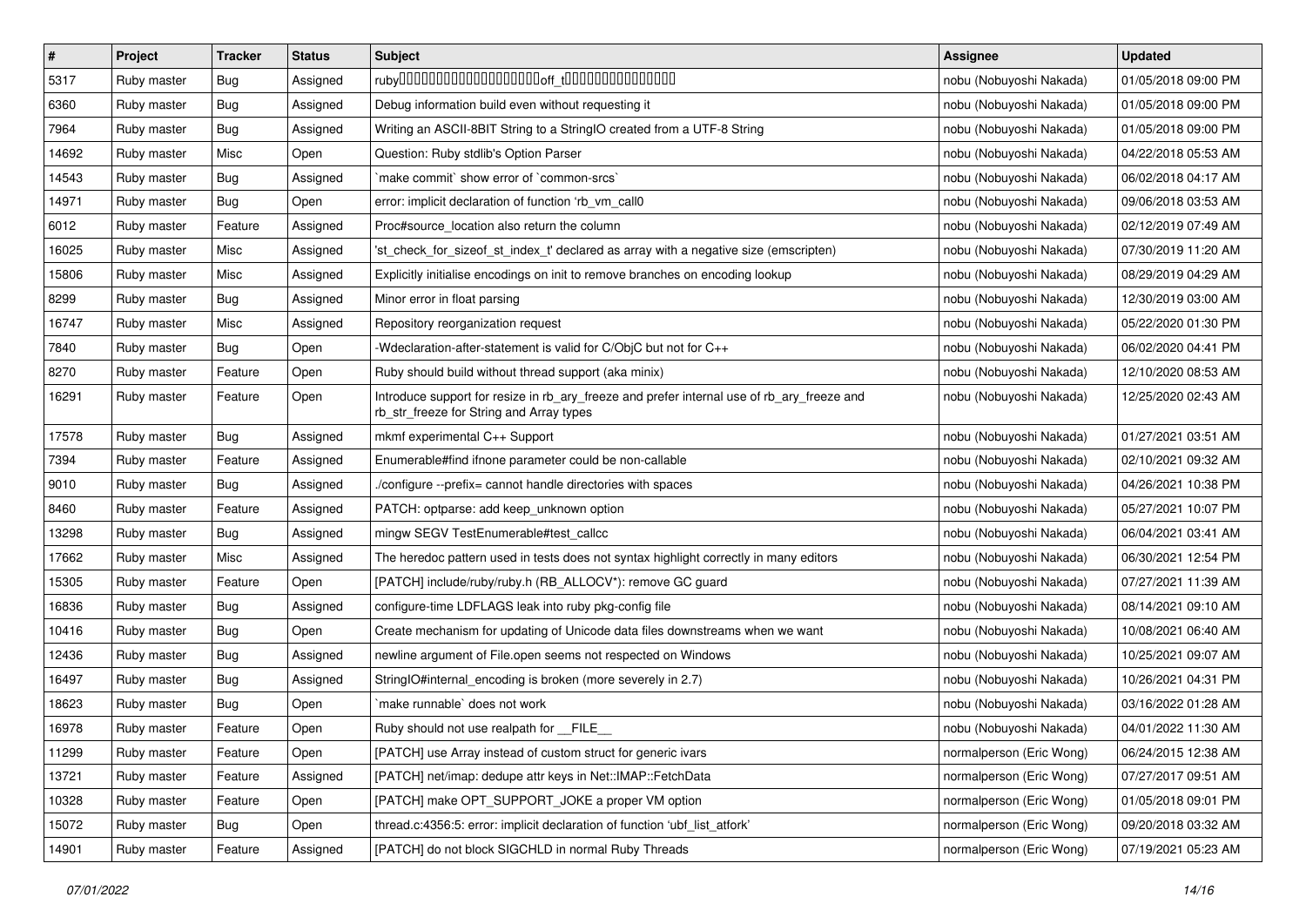| # | Project | Tracker | Status | Subject | Assignee | Updated |
|---|---|---|---|---|---|---|
| 5317 | Ruby master | Bug | Assigned | ruby□□□□□□□□□□□□□□□□□□□□off_t□□□□□□□□□□□□□□□ | nobu (Nobuyoshi Nakada) | 01/05/2018 09:00 PM |
| 6360 | Ruby master | Bug | Assigned | Debug information build even without requesting it | nobu (Nobuyoshi Nakada) | 01/05/2018 09:00 PM |
| 7964 | Ruby master | Bug | Assigned | Writing an ASCII-8BIT String to a StringIO created from a UTF-8 String | nobu (Nobuyoshi Nakada) | 01/05/2018 09:00 PM |
| 14692 | Ruby master | Misc | Open | Question: Ruby stdlib's Option Parser | nobu (Nobuyoshi Nakada) | 04/22/2018 05:53 AM |
| 14543 | Ruby master | Bug | Assigned | `make commit` show error of `common-srcs` | nobu (Nobuyoshi Nakada) | 06/02/2018 04:17 AM |
| 14971 | Ruby master | Bug | Open | error: implicit declaration of function 'rb_vm_call0 | nobu (Nobuyoshi Nakada) | 09/06/2018 03:53 AM |
| 6012 | Ruby master | Feature | Assigned | Proc#source_location also return the column | nobu (Nobuyoshi Nakada) | 02/12/2019 07:49 AM |
| 16025 | Ruby master | Misc | Assigned | 'st_check_for_sizeof_st_index_t' declared as array with a negative size (emscripten) | nobu (Nobuyoshi Nakada) | 07/30/2019 11:20 AM |
| 15806 | Ruby master | Misc | Assigned | Explicitly initialise encodings on init to remove branches on encoding lookup | nobu (Nobuyoshi Nakada) | 08/29/2019 04:29 AM |
| 8299 | Ruby master | Bug | Assigned | Minor error in float parsing | nobu (Nobuyoshi Nakada) | 12/30/2019 03:00 AM |
| 16747 | Ruby master | Misc | Assigned | Repository reorganization request | nobu (Nobuyoshi Nakada) | 05/22/2020 01:30 PM |
| 7840 | Ruby master | Bug | Open | -Wdeclaration-after-statement is valid for C/ObjC but not for C++ | nobu (Nobuyoshi Nakada) | 06/02/2020 04:41 PM |
| 8270 | Ruby master | Feature | Open | Ruby should build without thread support (aka minix) | nobu (Nobuyoshi Nakada) | 12/10/2020 08:53 AM |
| 16291 | Ruby master | Feature | Open | Introduce support for resize in rb_ary_freeze and prefer internal use of rb_ary_freeze and rb_str_freeze for String and Array types | nobu (Nobuyoshi Nakada) | 12/25/2020 02:43 AM |
| 17578 | Ruby master | Bug | Assigned | mkmf experimental C++ Support | nobu (Nobuyoshi Nakada) | 01/27/2021 03:51 AM |
| 7394 | Ruby master | Feature | Assigned | Enumerable#find ifnone parameter could be non-callable | nobu (Nobuyoshi Nakada) | 02/10/2021 09:32 AM |
| 9010 | Ruby master | Bug | Assigned | ./configure --prefix= cannot handle directories with spaces | nobu (Nobuyoshi Nakada) | 04/26/2021 10:38 PM |
| 8460 | Ruby master | Feature | Assigned | PATCH: optparse: add keep_unknown option | nobu (Nobuyoshi Nakada) | 05/27/2021 10:07 PM |
| 13298 | Ruby master | Bug | Assigned | mingw SEGV TestEnumerable#test_callcc | nobu (Nobuyoshi Nakada) | 06/04/2021 03:41 AM |
| 17662 | Ruby master | Misc | Assigned | The heredoc pattern used in tests does not syntax highlight correctly in many editors | nobu (Nobuyoshi Nakada) | 06/30/2021 12:54 PM |
| 15305 | Ruby master | Feature | Open | [PATCH] include/ruby/ruby.h (RB_ALLOCV*): remove GC guard | nobu (Nobuyoshi Nakada) | 07/27/2021 11:39 AM |
| 16836 | Ruby master | Bug | Assigned | configure-time LDFLAGS leak into ruby pkg-config file | nobu (Nobuyoshi Nakada) | 08/14/2021 09:10 AM |
| 10416 | Ruby master | Bug | Open | Create mechanism for updating of Unicode data files downstreams when we want | nobu (Nobuyoshi Nakada) | 10/08/2021 06:40 AM |
| 12436 | Ruby master | Bug | Assigned | newline argument of File.open seems not respected on Windows | nobu (Nobuyoshi Nakada) | 10/25/2021 09:07 AM |
| 16497 | Ruby master | Bug | Assigned | StringIO#internal_encoding is broken (more severely in 2.7) | nobu (Nobuyoshi Nakada) | 10/26/2021 04:31 PM |
| 18623 | Ruby master | Bug | Open | `make runnable` does not work | nobu (Nobuyoshi Nakada) | 03/16/2022 01:28 AM |
| 16978 | Ruby master | Feature | Open | Ruby should not use realpath for __FILE__ | nobu (Nobuyoshi Nakada) | 04/01/2022 11:30 AM |
| 11299 | Ruby master | Feature | Open | [PATCH] use Array instead of custom struct for generic ivars | normalperson (Eric Wong) | 06/24/2015 12:38 AM |
| 13721 | Ruby master | Feature | Assigned | [PATCH] net/imap: dedupe attr keys in Net::IMAP::FetchData | normalperson (Eric Wong) | 07/27/2017 09:51 AM |
| 10328 | Ruby master | Feature | Open | [PATCH] make OPT_SUPPORT_JOKE a proper VM option | normalperson (Eric Wong) | 01/05/2018 09:01 PM |
| 15072 | Ruby master | Bug | Open | thread.c:4356:5: error: implicit declaration of function 'ubf_list_atfork' | normalperson (Eric Wong) | 09/20/2018 03:32 AM |
| 14901 | Ruby master | Feature | Assigned | [PATCH] do not block SIGCHLD in normal Ruby Threads | normalperson (Eric Wong) | 07/19/2021 05:23 AM |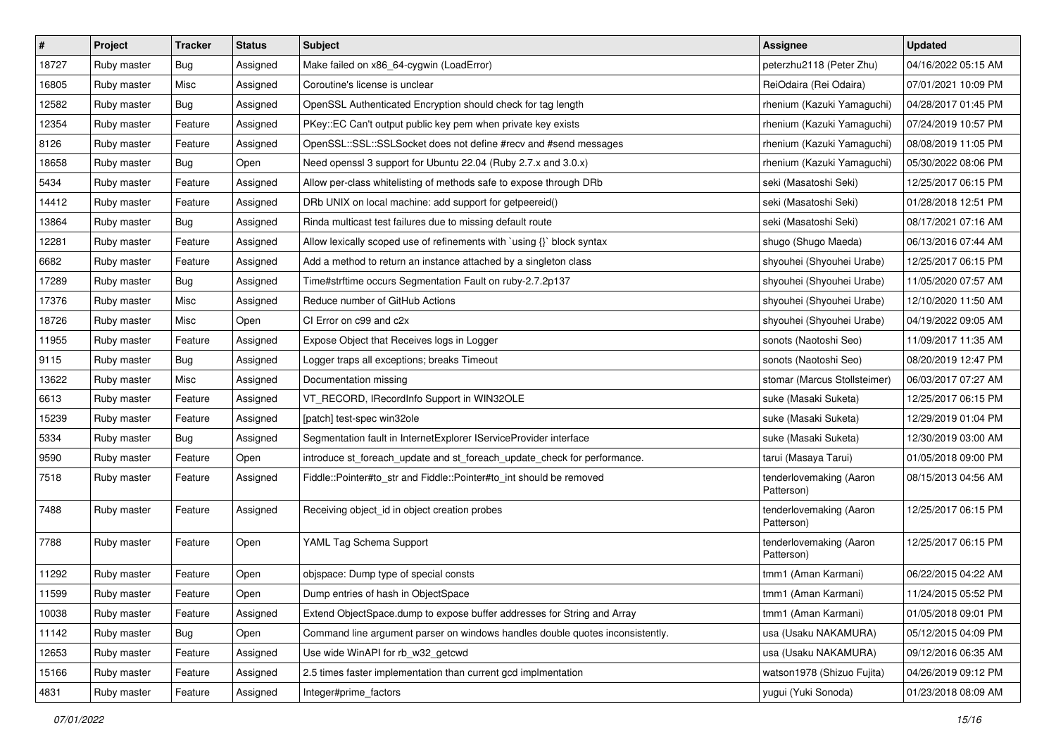| # | Project | Tracker | Status | Subject | Assignee | Updated |
|---|---|---|---|---|---|---|
| 18727 | Ruby master | Bug | Assigned | Make failed on x86_64-cygwin (LoadError) | peterzhu2118 (Peter Zhu) | 04/16/2022 05:15 AM |
| 16805 | Ruby master | Misc | Assigned | Coroutine's license is unclear | ReiOdaira (Rei Odaira) | 07/01/2021 10:09 PM |
| 12582 | Ruby master | Bug | Assigned | OpenSSL Authenticated Encryption should check for tag length | rhenium (Kazuki Yamaguchi) | 04/28/2017 01:45 PM |
| 12354 | Ruby master | Feature | Assigned | PKey::EC Can't output public key pem when private key exists | rhenium (Kazuki Yamaguchi) | 07/24/2019 10:57 PM |
| 8126 | Ruby master | Feature | Assigned | OpenSSL::SSL::SSLSocket does not define #recv and #send messages | rhenium (Kazuki Yamaguchi) | 08/08/2019 11:05 PM |
| 18658 | Ruby master | Bug | Open | Need openssl 3 support for Ubuntu 22.04 (Ruby 2.7.x and 3.0.x) | rhenium (Kazuki Yamaguchi) | 05/30/2022 08:06 PM |
| 5434 | Ruby master | Feature | Assigned | Allow per-class whitelisting of methods safe to expose through DRb | seki (Masatoshi Seki) | 12/25/2017 06:15 PM |
| 14412 | Ruby master | Feature | Assigned | DRb UNIX on local machine: add support for getpeereid() | seki (Masatoshi Seki) | 01/28/2018 12:51 PM |
| 13864 | Ruby master | Bug | Assigned | Rinda multicast test failures due to missing default route | seki (Masatoshi Seki) | 08/17/2021 07:16 AM |
| 12281 | Ruby master | Feature | Assigned | Allow lexically scoped use of refinements with `using {}` block syntax | shugo (Shugo Maeda) | 06/13/2016 07:44 AM |
| 6682 | Ruby master | Feature | Assigned | Add a method to return an instance attached by a singleton class | shyouhei (Shyouhei Urabe) | 12/25/2017 06:15 PM |
| 17289 | Ruby master | Bug | Assigned | Time#strftime occurs Segmentation Fault on ruby-2.7.2p137 | shyouhei (Shyouhei Urabe) | 11/05/2020 07:57 AM |
| 17376 | Ruby master | Misc | Assigned | Reduce number of GitHub Actions | shyouhei (Shyouhei Urabe) | 12/10/2020 11:50 AM |
| 18726 | Ruby master | Misc | Open | CI Error on c99 and c2x | shyouhei (Shyouhei Urabe) | 04/19/2022 09:05 AM |
| 11955 | Ruby master | Feature | Assigned | Expose Object that Receives logs in Logger | sonots (Naotoshi Seo) | 11/09/2017 11:35 AM |
| 9115 | Ruby master | Bug | Assigned | Logger traps all exceptions; breaks Timeout | sonots (Naotoshi Seo) | 08/20/2019 12:47 PM |
| 13622 | Ruby master | Misc | Assigned | Documentation missing | stomar (Marcus Stollsteimer) | 06/03/2017 07:27 AM |
| 6613 | Ruby master | Feature | Assigned | VT_RECORD, IRecordInfo Support in WIN32OLE | suke (Masaki Suketa) | 12/25/2017 06:15 PM |
| 15239 | Ruby master | Feature | Assigned | [patch] test-spec win32ole | suke (Masaki Suketa) | 12/29/2019 01:04 PM |
| 5334 | Ruby master | Bug | Assigned | Segmentation fault in InternetExplorer IServiceProvider interface | suke (Masaki Suketa) | 12/30/2019 03:00 AM |
| 9590 | Ruby master | Feature | Open | introduce st_foreach_update and st_foreach_update_check for performance. | tarui (Masaya Tarui) | 01/05/2018 09:00 PM |
| 7518 | Ruby master | Feature | Assigned | Fiddle::Pointer#to_str and Fiddle::Pointer#to_int should be removed | tenderlovemaking (Aaron Patterson) | 08/15/2013 04:56 AM |
| 7488 | Ruby master | Feature | Assigned | Receiving object_id in object creation probes | tenderlovemaking (Aaron Patterson) | 12/25/2017 06:15 PM |
| 7788 | Ruby master | Feature | Open | YAML Tag Schema Support | tenderlovemaking (Aaron Patterson) | 12/25/2017 06:15 PM |
| 11292 | Ruby master | Feature | Open | objspace: Dump type of special consts | tmm1 (Aman Karmani) | 06/22/2015 04:22 AM |
| 11599 | Ruby master | Feature | Open | Dump entries of hash in ObjectSpace | tmm1 (Aman Karmani) | 11/24/2015 05:52 PM |
| 10038 | Ruby master | Feature | Assigned | Extend ObjectSpace.dump to expose buffer addresses for String and Array | tmm1 (Aman Karmani) | 01/05/2018 09:01 PM |
| 11142 | Ruby master | Bug | Open | Command line argument parser on windows handles double quotes inconsistently. | usa (Usaku NAKAMURA) | 05/12/2015 04:09 PM |
| 12653 | Ruby master | Feature | Assigned | Use wide WinAPI for rb_w32_getcwd | usa (Usaku NAKAMURA) | 09/12/2016 06:35 AM |
| 15166 | Ruby master | Feature | Assigned | 2.5 times faster implementation than current gcd implmentation | watson1978 (Shizuo Fujita) | 04/26/2019 09:12 PM |
| 4831 | Ruby master | Feature | Assigned | Integer#prime_factors | yugui (Yuki Sonoda) | 01/23/2018 08:09 AM |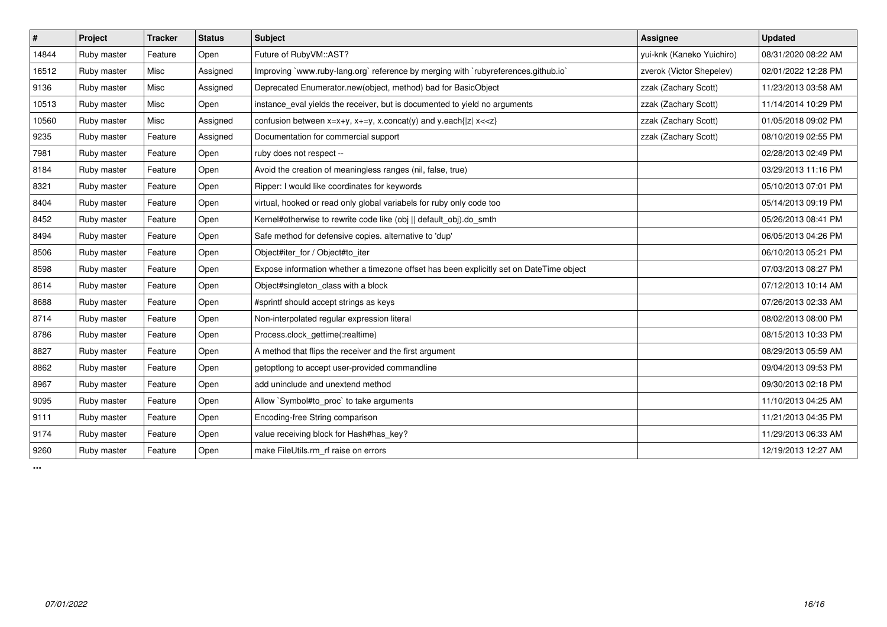| # | Project | Tracker | Status | Subject | Assignee | Updated |
|---|---|---|---|---|---|---|
| 14844 | Ruby master | Feature | Open | Future of RubyVM::AST? | yui-knk (Kaneko Yuichiro) | 08/31/2020 08:22 AM |
| 16512 | Ruby master | Misc | Assigned | Improving `www.ruby-lang.org` reference by merging with `rubyreferences.github.io` | zverok (Victor Shepelev) | 02/01/2022 12:28 PM |
| 9136 | Ruby master | Misc | Assigned | Deprecated Enumerator.new(object, method) bad for BasicObject | zzak (Zachary Scott) | 11/23/2013 03:58 AM |
| 10513 | Ruby master | Misc | Open | instance_eval yields the receiver, but is documented to yield no arguments | zzak (Zachary Scott) | 11/14/2014 10:29 PM |
| 10560 | Ruby master | Misc | Assigned | confusion between x=x+y, x+=y, x.concat(y) and y.each{\|z\| x<<z} | zzak (Zachary Scott) | 01/05/2018 09:02 PM |
| 9235 | Ruby master | Feature | Assigned | Documentation for commercial support | zzak (Zachary Scott) | 08/10/2019 02:55 PM |
| 7981 | Ruby master | Feature | Open | ruby does not respect -- | | 02/28/2013 02:49 PM |
| 8184 | Ruby master | Feature | Open | Avoid the creation of meaningless ranges (nil, false, true) | | 03/29/2013 11:16 PM |
| 8321 | Ruby master | Feature | Open | Ripper: I would like coordinates for keywords | | 05/10/2013 07:01 PM |
| 8404 | Ruby master | Feature | Open | virtual, hooked or read only global variabels for ruby only code too | | 05/14/2013 09:19 PM |
| 8452 | Ruby master | Feature | Open | Kernel#otherwise to rewrite code like (obj \|\| default_obj).do_smth | | 05/26/2013 08:41 PM |
| 8494 | Ruby master | Feature | Open | Safe method for defensive copies. alternative to 'dup' | | 06/05/2013 04:26 PM |
| 8506 | Ruby master | Feature | Open | Object#iter_for / Object#to_iter | | 06/10/2013 05:21 PM |
| 8598 | Ruby master | Feature | Open | Expose information whether a timezone offset has been explicitly set on DateTime object | | 07/03/2013 08:27 PM |
| 8614 | Ruby master | Feature | Open | Object#singleton_class with a block | | 07/12/2013 10:14 AM |
| 8688 | Ruby master | Feature | Open | #sprintf should accept strings as keys | | 07/26/2013 02:33 AM |
| 8714 | Ruby master | Feature | Open | Non-interpolated regular expression literal | | 08/02/2013 08:00 PM |
| 8786 | Ruby master | Feature | Open | Process.clock_gettime(:realtime) | | 08/15/2013 10:33 PM |
| 8827 | Ruby master | Feature | Open | A method that flips the receiver and the first argument | | 08/29/2013 05:59 AM |
| 8862 | Ruby master | Feature | Open | getoptlong to accept user-provided commandline | | 09/04/2013 09:53 PM |
| 8967 | Ruby master | Feature | Open | add uninclude and unextend method | | 09/30/2013 02:18 PM |
| 9095 | Ruby master | Feature | Open | Allow `Symbol#to_proc` to take arguments | | 11/10/2013 04:25 AM |
| 9111 | Ruby master | Feature | Open | Encoding-free String comparison | | 11/21/2013 04:35 PM |
| 9174 | Ruby master | Feature | Open | value receiving block for Hash#has_key? | | 11/29/2013 06:33 AM |
| 9260 | Ruby master | Feature | Open | make FileUtils.rm_rf raise on errors | | 12/19/2013 12:27 AM |

...